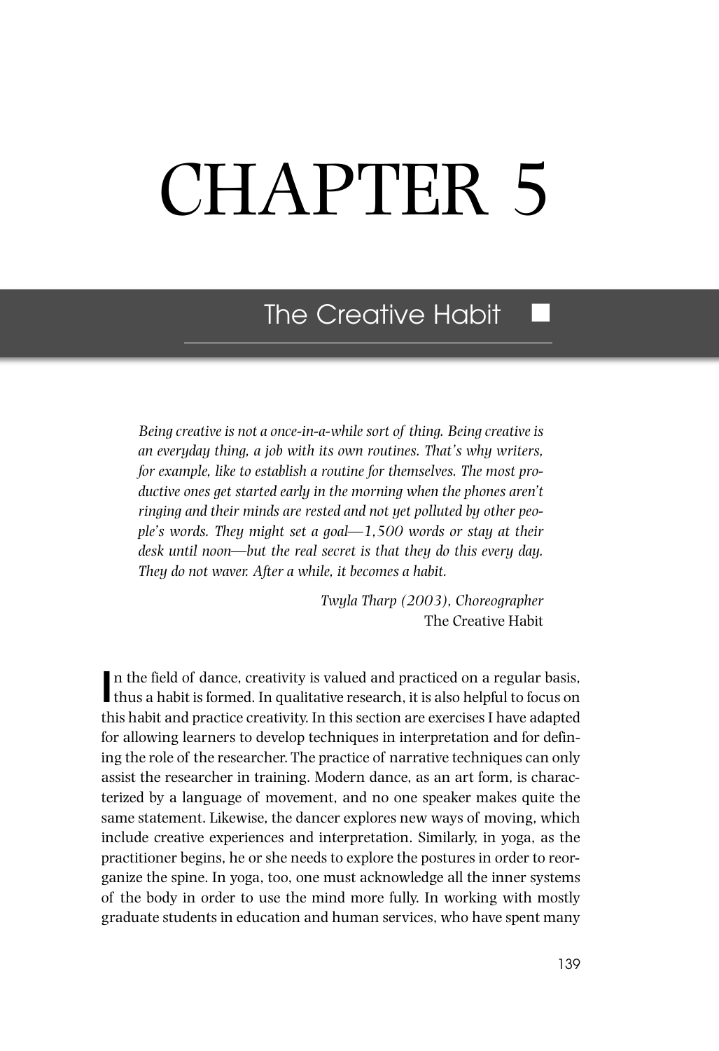# CHAPTER 5

## The Creative Habit

> *Being creative is not a once-in-a-while sort of thing. Being creative is an everyday thing, a job with its own routines. That's why writers, for example, like to establish a routine for themselves. The most productive ones get started early in the morning when the phones aren't ringing and their minds are rested and not yet polluted by other people's words. They might set a goal—1,500 words or stay at their desk until noon—but the real secret is that they do this every day. They do not waver. After a while, it becomes a habit.*
>
> *Twyla Tharp (2003), Choreographer*
> The Creative Habit

In the field of dance, creativity is valued and practiced on a regular basis, thus a habit is formed. In qualitative research, it is also helpful to focus on this habit and practice creativity. In this section are exercises I have adapted for allowing learners to develop techniques in interpretation and for defining the role of the researcher. The practice of narrative techniques can only assist the researcher in training. Modern dance, as an art form, is characterized by a language of movement, and no one speaker makes quite the same statement. Likewise, the dancer explores new ways of moving, which include creative experiences and interpretation. Similarly, in yoga, as the practitioner begins, he or she needs to explore the postures in order to reorganize the spine. In yoga, too, one must acknowledge all the inner systems of the body in order to use the mind more fully. In working with mostly graduate students in education and human services, who have spent many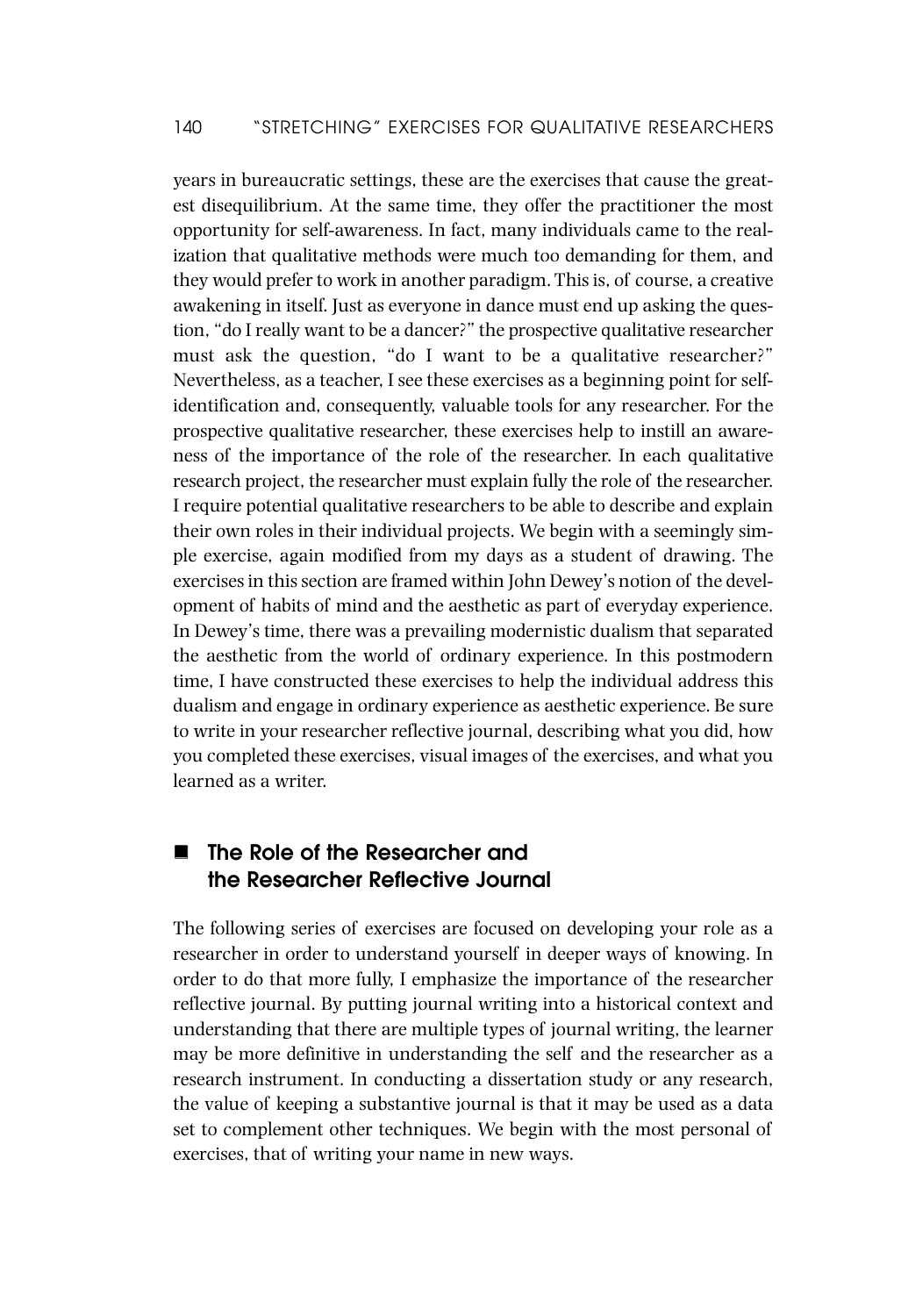years in bureaucratic settings, these are the exercises that cause the greatest disequilibrium. At the same time, they offer the practitioner the most opportunity for self-awareness. In fact, many individuals came to the realization that qualitative methods were much too demanding for them, and they would prefer to work in another paradigm. This is, of course, a creative awakening in itself. Just as everyone in dance must end up asking the question, "do I really want to be a dancer?" the prospective qualitative researcher must ask the question, "do I want to be a qualitative researcher?" Nevertheless, as a teacher, I see these exercises as a beginning point for self-identification and, consequently, valuable tools for any researcher. For the prospective qualitative researcher, these exercises help to instill an awareness of the importance of the role of the researcher. In each qualitative research project, the researcher must explain fully the role of the researcher. I require potential qualitative researchers to be able to describe and explain their own roles in their individual projects. We begin with a seemingly simple exercise, again modified from my days as a student of drawing. The exercises in this section are framed within John Dewey's notion of the development of habits of mind and the aesthetic as part of everyday experience. In Dewey's time, there was a prevailing modernistic dualism that separated the aesthetic from the world of ordinary experience. In this postmodern time, I have constructed these exercises to help the individual address this dualism and engage in ordinary experience as aesthetic experience. Be sure to write in your researcher reflective journal, describing what you did, how you completed these exercises, visual images of the exercises, and what you learned as a writer.

## The Role of the Researcher and the Researcher Reflective Journal

The following series of exercises are focused on developing your role as a researcher in order to understand yourself in deeper ways of knowing. In order to do that more fully, I emphasize the importance of the researcher reflective journal. By putting journal writing into a historical context and understanding that there are multiple types of journal writing, the learner may be more definitive in understanding the self and the researcher as a research instrument. In conducting a dissertation study or any research, the value of keeping a substantive journal is that it may be used as a data set to complement other techniques. We begin with the most personal of exercises, that of writing your name in new ways.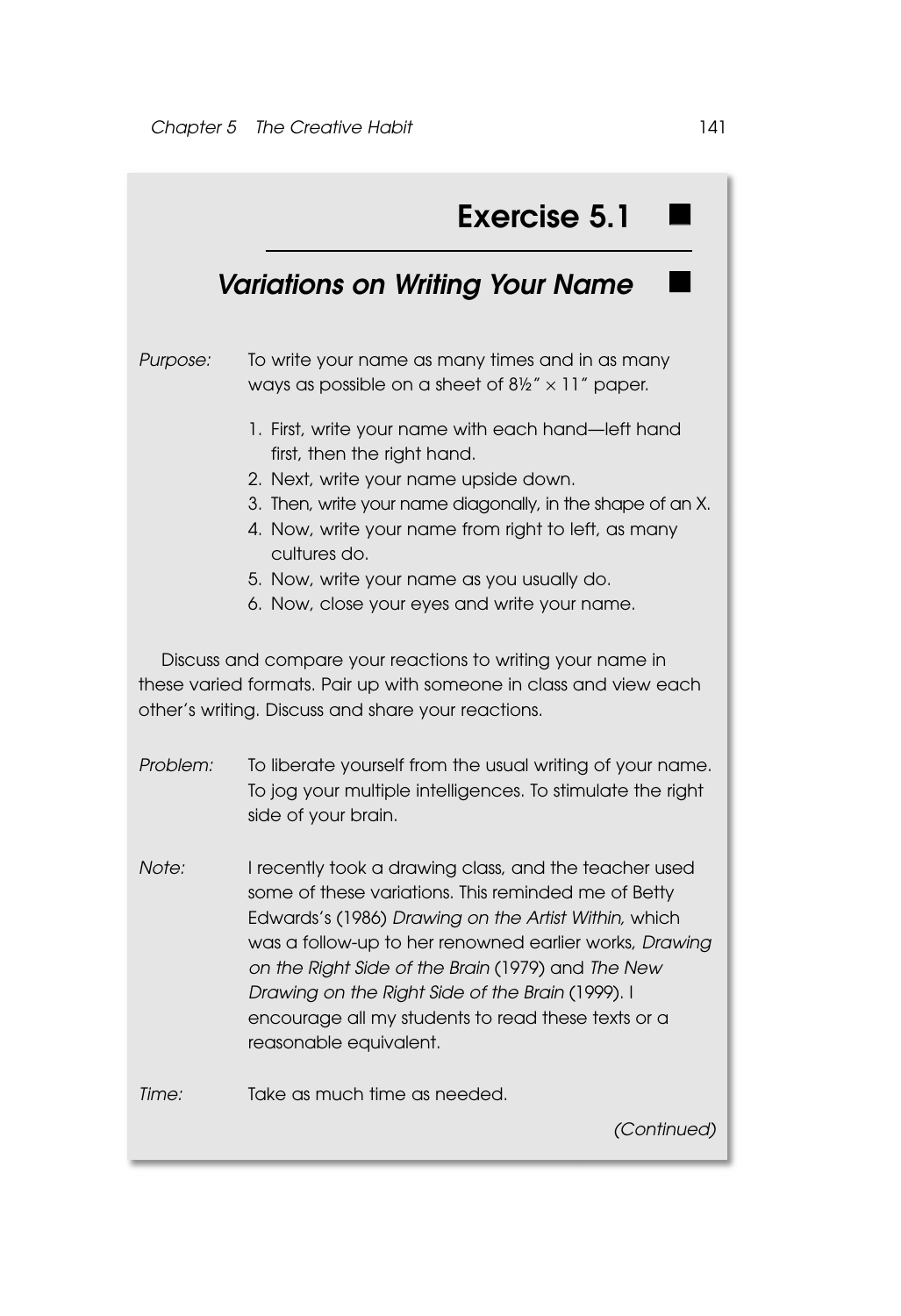## Exercise 5.1

### *Variations on Writing Your Name*

*Purpose:* To write your name as many times and in as many ways as possible on a sheet of 8½″ × 11″ paper.

1. First, write your name with each hand—left hand first, then the right hand.
2. Next, write your name upside down.
3. Then, write your name diagonally, in the shape of an X.
4. Now, write your name from right to left, as many cultures do.
5. Now, write your name as you usually do.
6. Now, close your eyes and write your name.

Discuss and compare your reactions to writing your name in these varied formats. Pair up with someone in class and view each other's writing. Discuss and share your reactions.

*Problem:* To liberate yourself from the usual writing of your name. To jog your multiple intelligences. To stimulate the right side of your brain.

*Note:* I recently took a drawing class, and the teacher used some of these variations. This reminded me of Betty Edwards's (1986) *Drawing on the Artist Within,* which was a follow-up to her renowned earlier works, *Drawing on the Right Side of the Brain* (1979) and *The New Drawing on the Right Side of the Brain* (1999). I encourage all my students to read these texts or a reasonable equivalent.

*Time:* Take as much time as needed.

*(Continued)*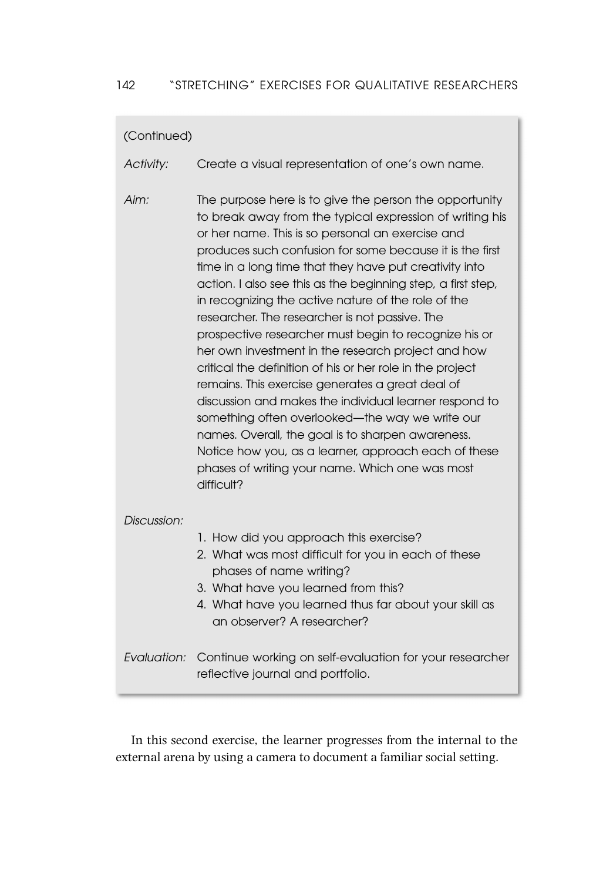(Continued)

*Activity:* Create a visual representation of one's own name.

*Aim:* The purpose here is to give the person the opportunity to break away from the typical expression of writing his or her name. This is so personal an exercise and produces such confusion for some because it is the first time in a long time that they have put creativity into action. I also see this as the beginning step, a first step, in recognizing the active nature of the role of the researcher. The researcher is not passive. The prospective researcher must begin to recognize his or her own investment in the research project and how critical the definition of his or her role in the project remains. This exercise generates a great deal of discussion and makes the individual learner respond to something often overlooked—the way we write our names. Overall, the goal is to sharpen awareness. Notice how you, as a learner, approach each of these phases of writing your name. Which one was most difficult?

*Discussion:*

1. How did you approach this exercise?
2. What was most difficult for you in each of these phases of name writing?
3. What have you learned from this?
4. What have you learned thus far about your skill as an observer? A researcher?

*Evaluation:* Continue working on self-evaluation for your researcher reflective journal and portfolio.

In this second exercise, the learner progresses from the internal to the external arena by using a camera to document a familiar social setting.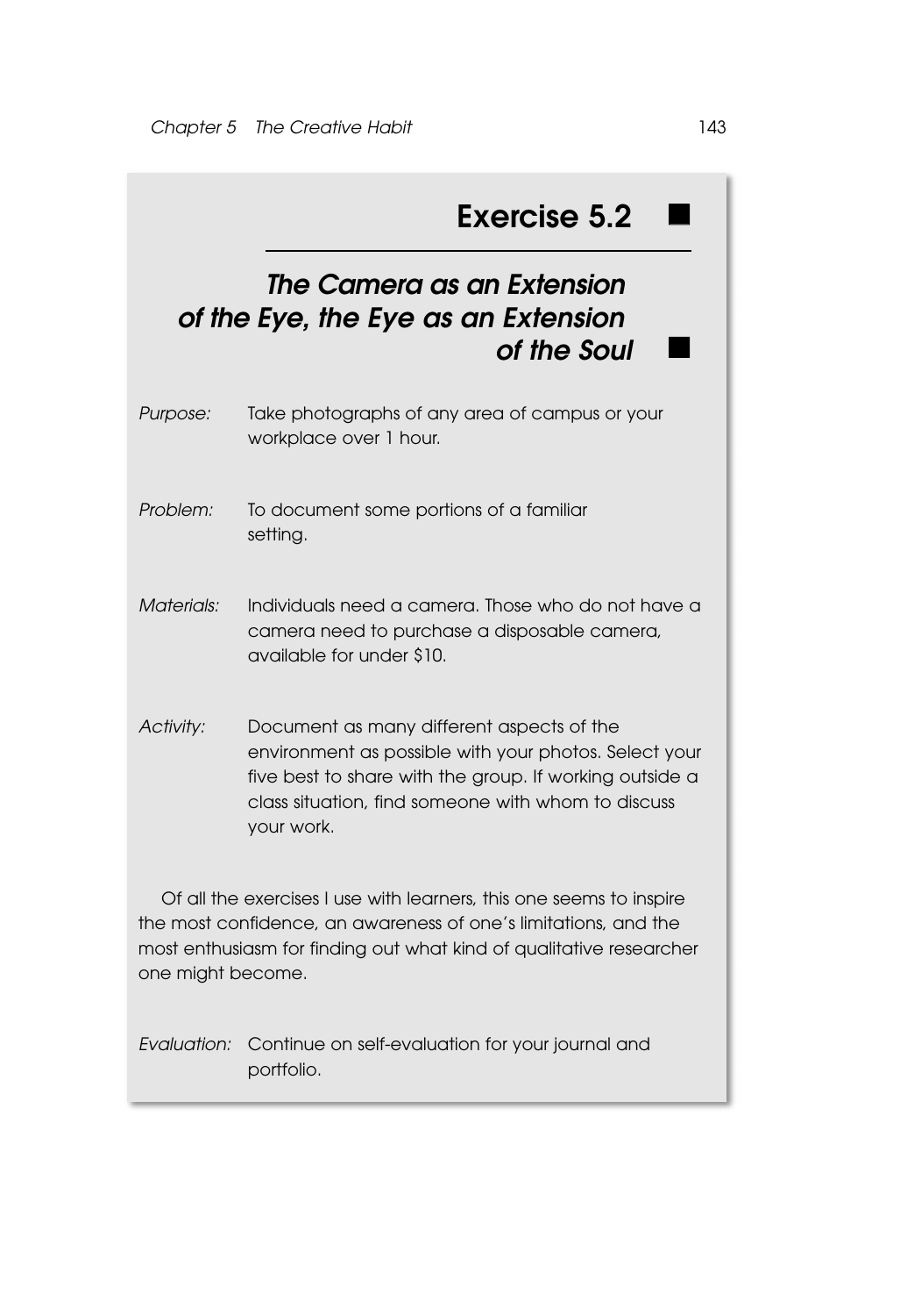## Exercise 5.2

### *The Camera as an Extension of the Eye, the Eye as an Extension of the Soul*

*Purpose:* Take photographs of any area of campus or your workplace over 1 hour.

*Problem:* To document some portions of a familiar setting.

*Materials:* Individuals need a camera. Those who do not have a camera need to purchase a disposable camera, available for under $10.

*Activity:* Document as many different aspects of the environment as possible with your photos. Select your five best to share with the group. If working outside a class situation, find someone with whom to discuss your work.

Of all the exercises I use with learners, this one seems to inspire the most confidence, an awareness of one's limitations, and the most enthusiasm for finding out what kind of qualitative researcher one might become.

*Evaluation:* Continue on self-evaluation for your journal and portfolio.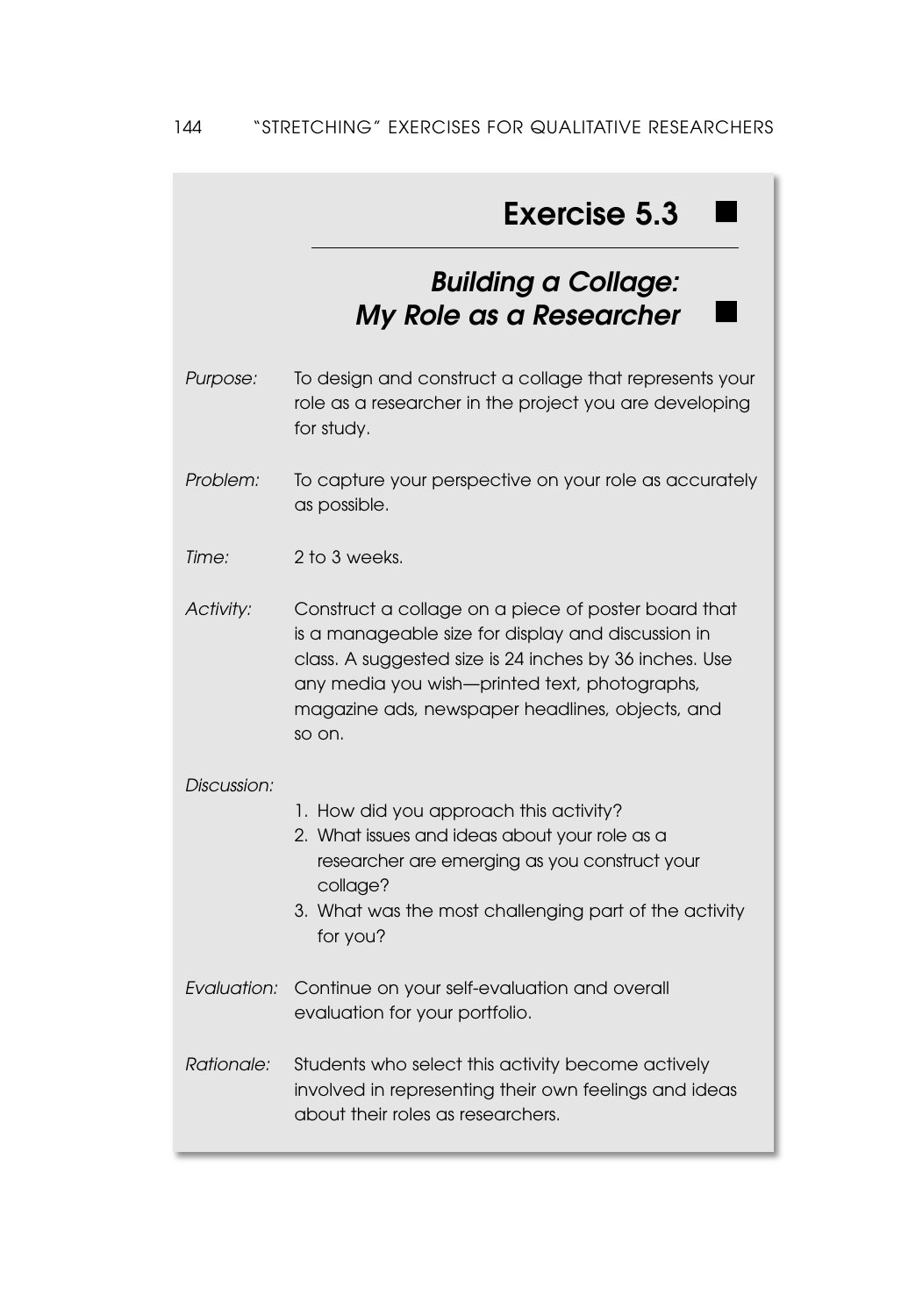## Exercise 5.3

### *Building a Collage: My Role as a Researcher*

*Purpose:* To design and construct a collage that represents your role as a researcher in the project you are developing for study.

*Problem:* To capture your perspective on your role as accurately as possible.

*Time:* 2 to 3 weeks.

*Activity:* Construct a collage on a piece of poster board that is a manageable size for display and discussion in class. A suggested size is 24 inches by 36 inches. Use any media you wish—printed text, photographs, magazine ads, newspaper headlines, objects, and so on.

*Discussion:*

1. How did you approach this activity?
2. What issues and ideas about your role as a researcher are emerging as you construct your collage?
3. What was the most challenging part of the activity for you?

*Evaluation:* Continue on your self-evaluation and overall evaluation for your portfolio.

*Rationale:* Students who select this activity become actively involved in representing their own feelings and ideas about their roles as researchers.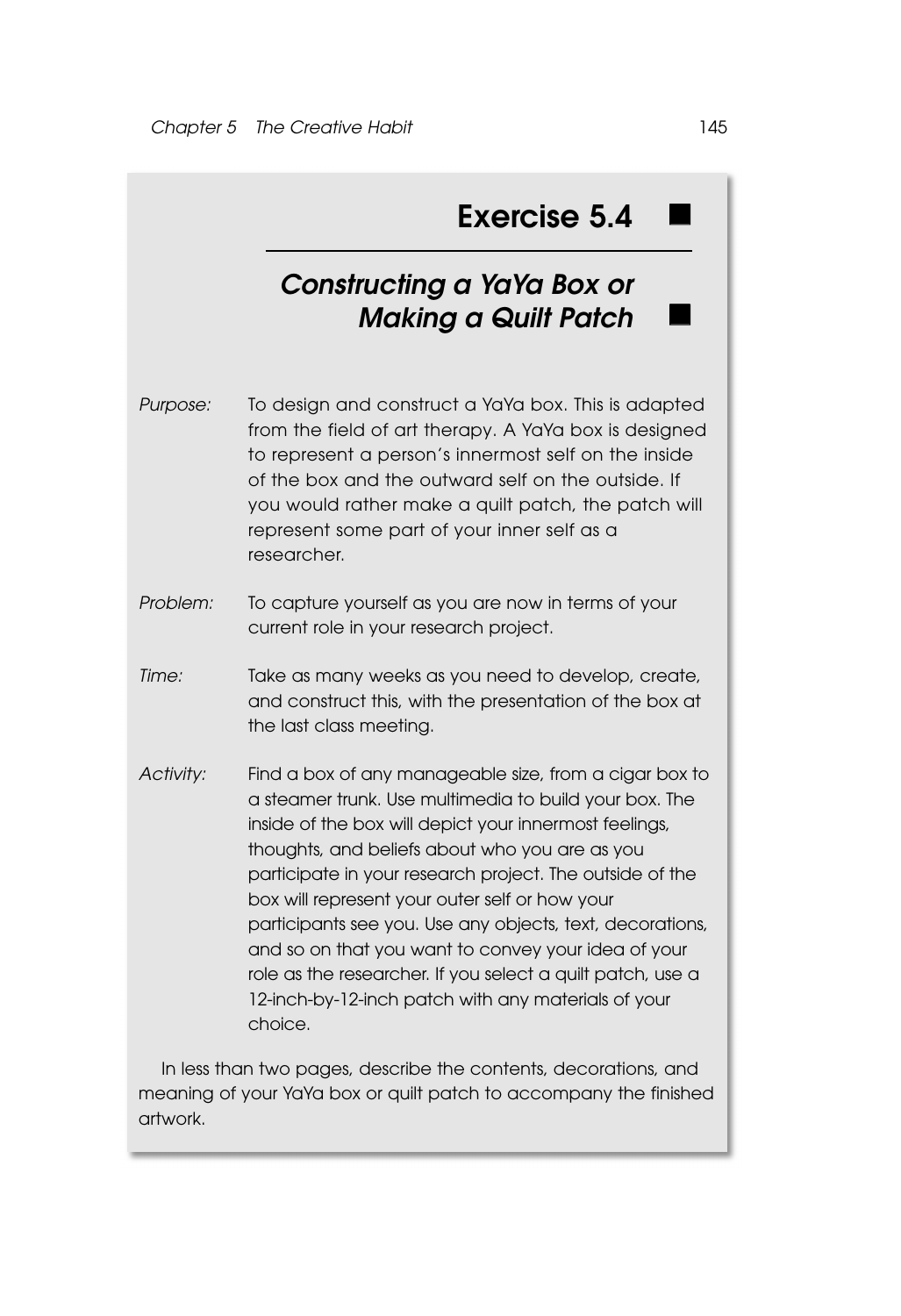## Exercise 5.4

### *Constructing a YaYa Box or Making a Quilt Patch*

*Purpose:* To design and construct a YaYa box. This is adapted from the field of art therapy. A YaYa box is designed to represent a person's innermost self on the inside of the box and the outward self on the outside. If you would rather make a quilt patch, the patch will represent some part of your inner self as a researcher.

*Problem:* To capture yourself as you are now in terms of your current role in your research project.

*Time:* Take as many weeks as you need to develop, create, and construct this, with the presentation of the box at the last class meeting.

*Activity:* Find a box of any manageable size, from a cigar box to a steamer trunk. Use multimedia to build your box. The inside of the box will depict your innermost feelings, thoughts, and beliefs about who you are as you participate in your research project. The outside of the box will represent your outer self or how your participants see you. Use any objects, text, decorations, and so on that you want to convey your idea of your role as the researcher. If you select a quilt patch, use a 12-inch-by-12-inch patch with any materials of your choice.

In less than two pages, describe the contents, decorations, and meaning of your YaYa box or quilt patch to accompany the finished artwork.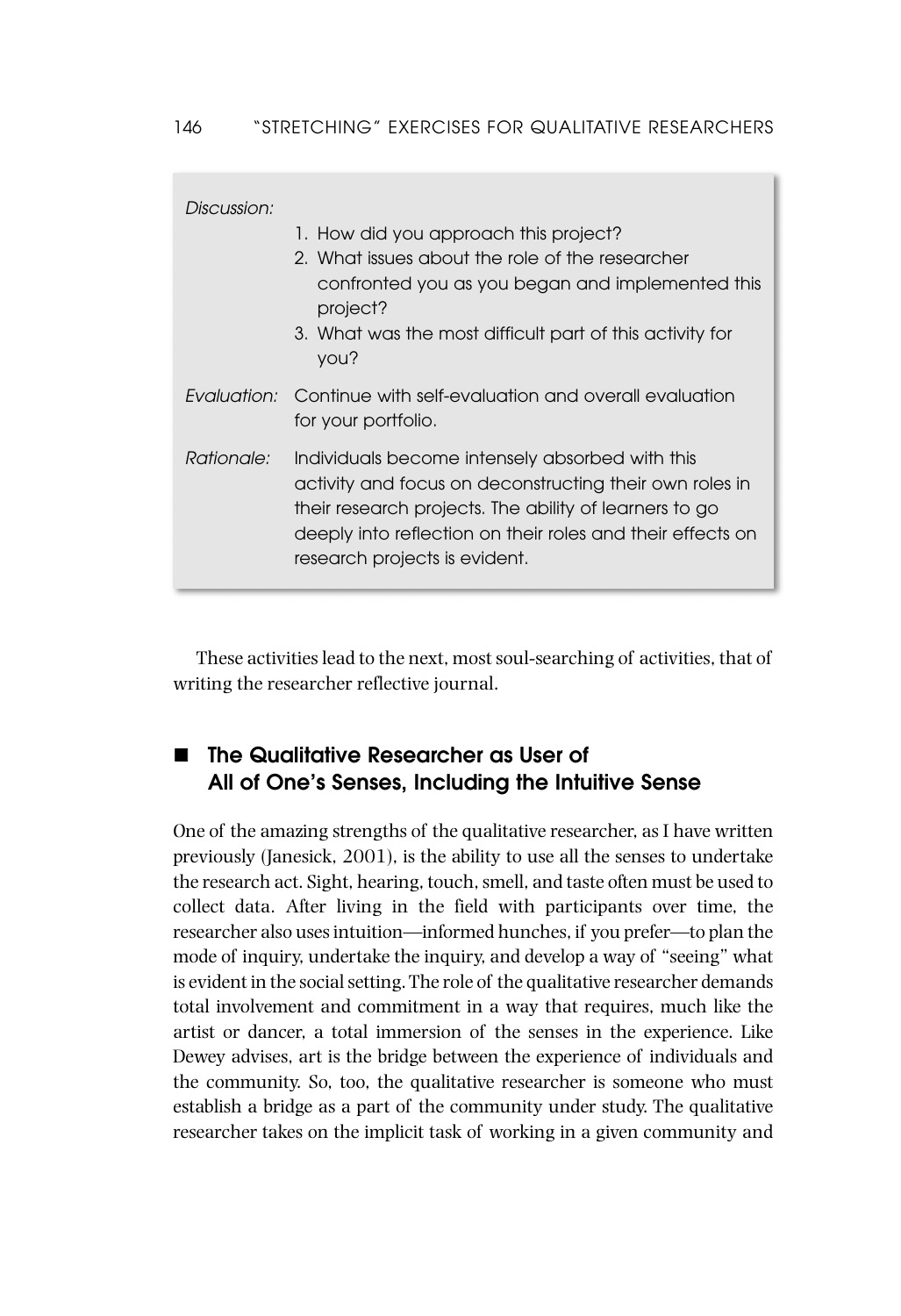*Discussion:*

1. How did you approach this project?
2. What issues about the role of the researcher confronted you as you began and implemented this project?
3. What was the most difficult part of this activity for you?

*Evaluation:* Continue with self-evaluation and overall evaluation for your portfolio.

*Rationale:* Individuals become intensely absorbed with this activity and focus on deconstructing their own roles in their research projects. The ability of learners to go deeply into reflection on their roles and their effects on research projects is evident.

These activities lead to the next, most soul-searching of activities, that of writing the researcher reflective journal.

## ■ The Qualitative Researcher as User of All of One's Senses, Including the Intuitive Sense

One of the amazing strengths of the qualitative researcher, as I have written previously (Janesick, 2001), is the ability to use all the senses to undertake the research act. Sight, hearing, touch, smell, and taste often must be used to collect data. After living in the field with participants over time, the researcher also uses intuition—informed hunches, if you prefer—to plan the mode of inquiry, undertake the inquiry, and develop a way of "seeing" what is evident in the social setting. The role of the qualitative researcher demands total involvement and commitment in a way that requires, much like the artist or dancer, a total immersion of the senses in the experience. Like Dewey advises, art is the bridge between the experience of individuals and the community. So, too, the qualitative researcher is someone who must establish a bridge as a part of the community under study. The qualitative researcher takes on the implicit task of working in a given community and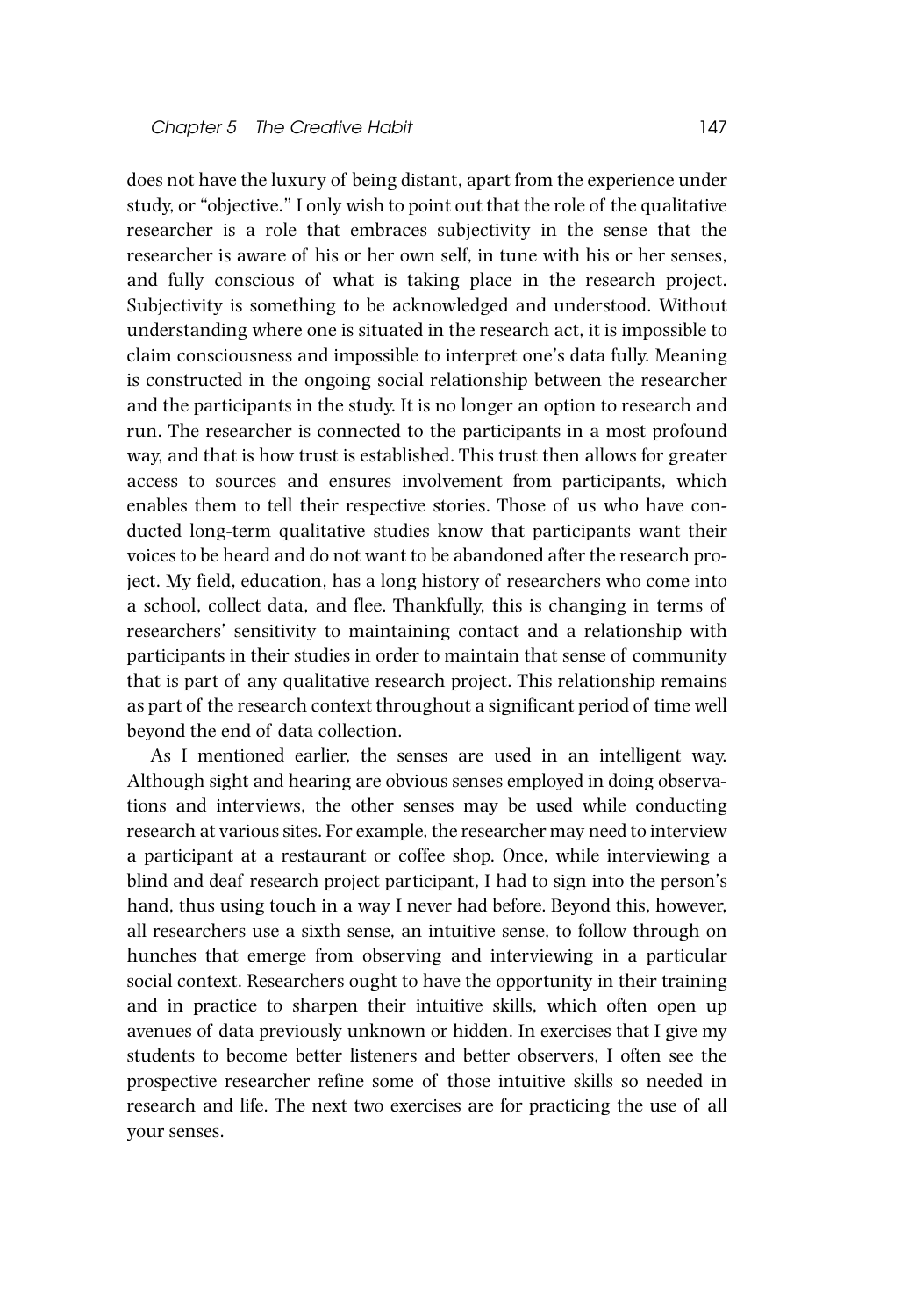does not have the luxury of being distant, apart from the experience under study, or "objective." I only wish to point out that the role of the qualitative researcher is a role that embraces subjectivity in the sense that the researcher is aware of his or her own self, in tune with his or her senses, and fully conscious of what is taking place in the research project. Subjectivity is something to be acknowledged and understood. Without understanding where one is situated in the research act, it is impossible to claim consciousness and impossible to interpret one's data fully. Meaning is constructed in the ongoing social relationship between the researcher and the participants in the study. It is no longer an option to research and run. The researcher is connected to the participants in a most profound way, and that is how trust is established. This trust then allows for greater access to sources and ensures involvement from participants, which enables them to tell their respective stories. Those of us who have conducted long-term qualitative studies know that participants want their voices to be heard and do not want to be abandoned after the research project. My field, education, has a long history of researchers who come into a school, collect data, and flee. Thankfully, this is changing in terms of researchers' sensitivity to maintaining contact and a relationship with participants in their studies in order to maintain that sense of community that is part of any qualitative research project. This relationship remains as part of the research context throughout a significant period of time well beyond the end of data collection.

As I mentioned earlier, the senses are used in an intelligent way. Although sight and hearing are obvious senses employed in doing observations and interviews, the other senses may be used while conducting research at various sites. For example, the researcher may need to interview a participant at a restaurant or coffee shop. Once, while interviewing a blind and deaf research project participant, I had to sign into the person's hand, thus using touch in a way I never had before. Beyond this, however, all researchers use a sixth sense, an intuitive sense, to follow through on hunches that emerge from observing and interviewing in a particular social context. Researchers ought to have the opportunity in their training and in practice to sharpen their intuitive skills, which often open up avenues of data previously unknown or hidden. In exercises that I give my students to become better listeners and better observers, I often see the prospective researcher refine some of those intuitive skills so needed in research and life. The next two exercises are for practicing the use of all your senses.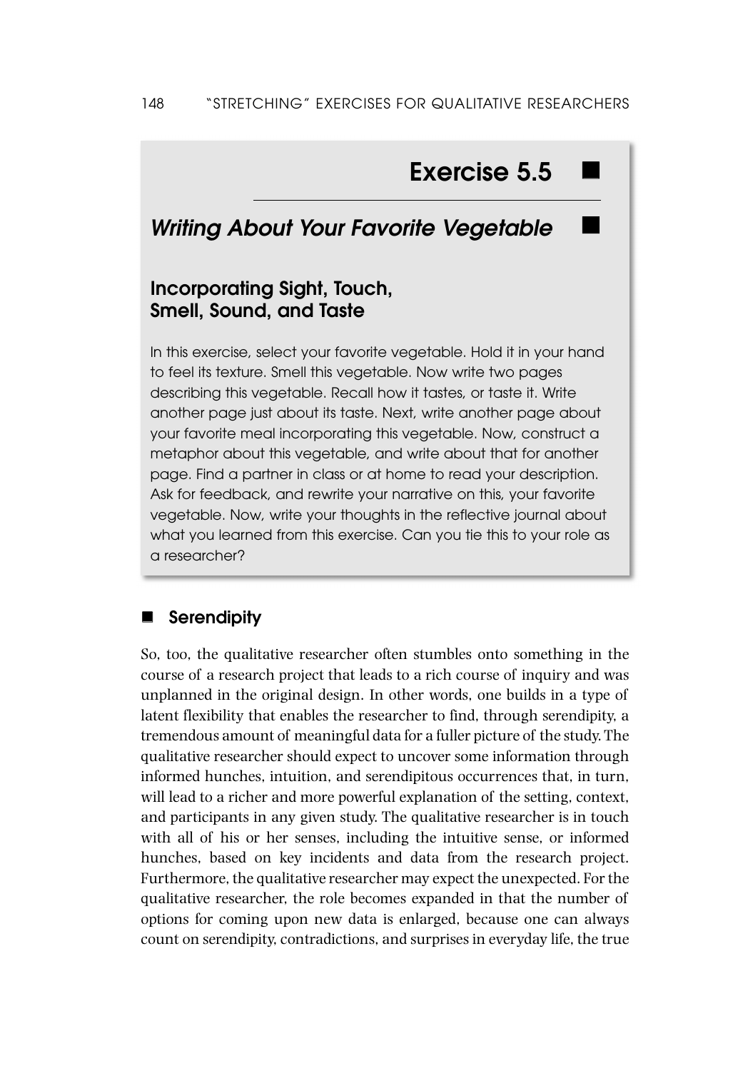## Exercise 5.5

### *Writing About Your Favorite Vegetable*

#### Incorporating Sight, Touch, Smell, Sound, and Taste

In this exercise, select your favorite vegetable. Hold it in your hand to feel its texture. Smell this vegetable. Now write two pages describing this vegetable. Recall how it tastes, or taste it. Write another page just about its taste. Next, write another page about your favorite meal incorporating this vegetable. Now, construct a metaphor about this vegetable, and write about that for another page. Find a partner in class or at home to read your description. Ask for feedback, and rewrite your narrative on this, your favorite vegetable. Now, write your thoughts in the reflective journal about what you learned from this exercise. Can you tie this to your role as a researcher?

## Serendipity

So, too, the qualitative researcher often stumbles onto something in the course of a research project that leads to a rich course of inquiry and was unplanned in the original design. In other words, one builds in a type of latent flexibility that enables the researcher to find, through serendipity, a tremendous amount of meaningful data for a fuller picture of the study. The qualitative researcher should expect to uncover some information through informed hunches, intuition, and serendipitous occurrences that, in turn, will lead to a richer and more powerful explanation of the setting, context, and participants in any given study. The qualitative researcher is in touch with all of his or her senses, including the intuitive sense, or informed hunches, based on key incidents and data from the research project. Furthermore, the qualitative researcher may expect the unexpected. For the qualitative researcher, the role becomes expanded in that the number of options for coming upon new data is enlarged, because one can always count on serendipity, contradictions, and surprises in everyday life, the true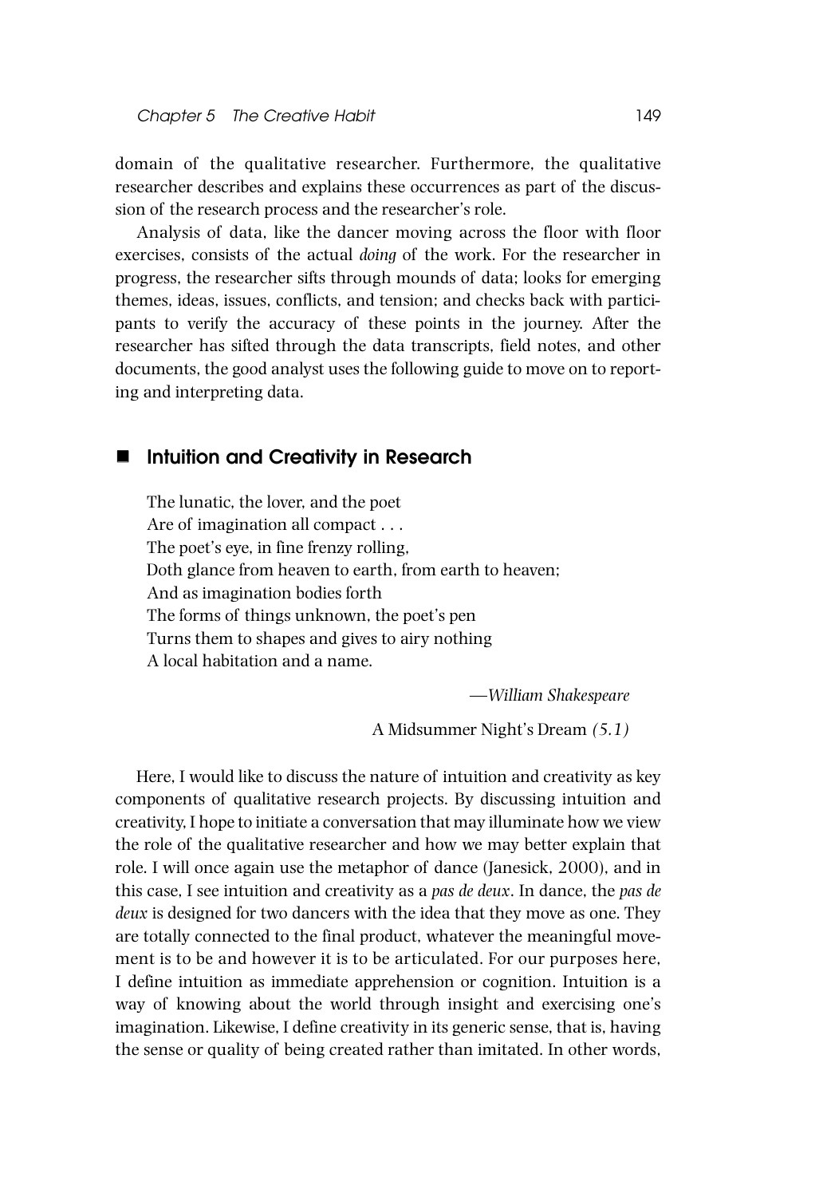domain of the qualitative researcher. Furthermore, the qualitative researcher describes and explains these occurrences as part of the discussion of the research process and the researcher's role.

Analysis of data, like the dancer moving across the floor with floor exercises, consists of the actual *doing* of the work. For the researcher in progress, the researcher sifts through mounds of data; looks for emerging themes, ideas, issues, conflicts, and tension; and checks back with participants to verify the accuracy of these points in the journey. After the researcher has sifted through the data transcripts, field notes, and other documents, the good analyst uses the following guide to move on to reporting and interpreting data.

## Intuition and Creativity in Research

> The lunatic, the lover, and the poet
> Are of imagination all compact . . .
> The poet's eye, in fine frenzy rolling,
> Doth glance from heaven to earth, from earth to heaven;
> And as imagination bodies forth
> The forms of things unknown, the poet's pen
> Turns them to shapes and gives to airy nothing
> A local habitation and a name.
>
> —*William Shakespeare*
>
> A Midsummer Night's Dream *(5.1)*

Here, I would like to discuss the nature of intuition and creativity as key components of qualitative research projects. By discussing intuition and creativity, I hope to initiate a conversation that may illuminate how we view the role of the qualitative researcher and how we may better explain that role. I will once again use the metaphor of dance (Janesick, 2000), and in this case, I see intuition and creativity as a *pas de deux*. In dance, the *pas de deux* is designed for two dancers with the idea that they move as one. They are totally connected to the final product, whatever the meaningful movement is to be and however it is to be articulated. For our purposes here, I define intuition as immediate apprehension or cognition. Intuition is a way of knowing about the world through insight and exercising one's imagination. Likewise, I define creativity in its generic sense, that is, having the sense or quality of being created rather than imitated. In other words,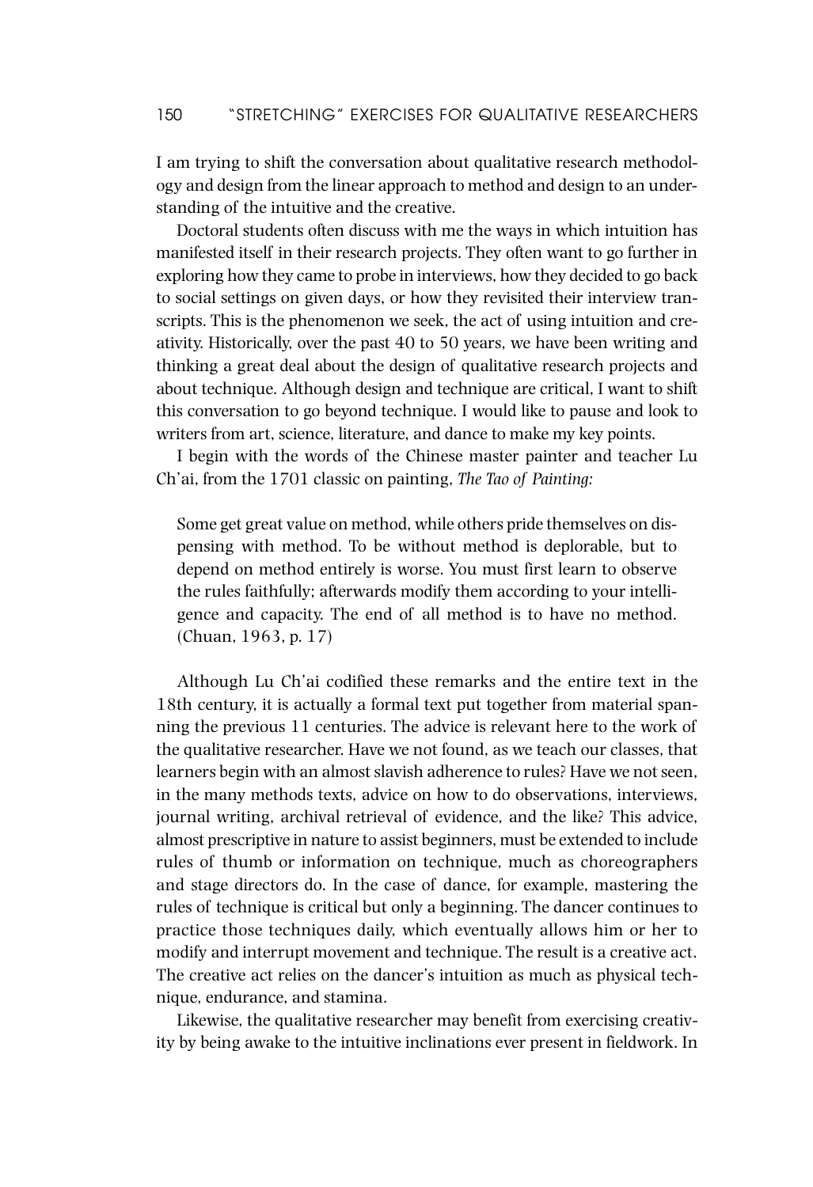I am trying to shift the conversation about qualitative research methodology and design from the linear approach to method and design to an understanding of the intuitive and the creative.

Doctoral students often discuss with me the ways in which intuition has manifested itself in their research projects. They often want to go further in exploring how they came to probe in interviews, how they decided to go back to social settings on given days, or how they revisited their interview transcripts. This is the phenomenon we seek, the act of using intuition and creativity. Historically, over the past 40 to 50 years, we have been writing and thinking a great deal about the design of qualitative research projects and about technique. Although design and technique are critical, I want to shift this conversation to go beyond technique. I would like to pause and look to writers from art, science, literature, and dance to make my key points.

I begin with the words of the Chinese master painter and teacher Lu Ch'ai, from the 1701 classic on painting, *The Tao of Painting:*

> Some get great value on method, while others pride themselves on dispensing with method. To be without method is deplorable, but to depend on method entirely is worse. You must first learn to observe the rules faithfully; afterwards modify them according to your intelligence and capacity. The end of all method is to have no method. (Chuan, 1963, p. 17)

Although Lu Ch'ai codified these remarks and the entire text in the 18th century, it is actually a formal text put together from material spanning the previous 11 centuries. The advice is relevant here to the work of the qualitative researcher. Have we not found, as we teach our classes, that learners begin with an almost slavish adherence to rules? Have we not seen, in the many methods texts, advice on how to do observations, interviews, journal writing, archival retrieval of evidence, and the like? This advice, almost prescriptive in nature to assist beginners, must be extended to include rules of thumb or information on technique, much as choreographers and stage directors do. In the case of dance, for example, mastering the rules of technique is critical but only a beginning. The dancer continues to practice those techniques daily, which eventually allows him or her to modify and interrupt movement and technique. The result is a creative act. The creative act relies on the dancer's intuition as much as physical technique, endurance, and stamina.

Likewise, the qualitative researcher may benefit from exercising creativity by being awake to the intuitive inclinations ever present in fieldwork. In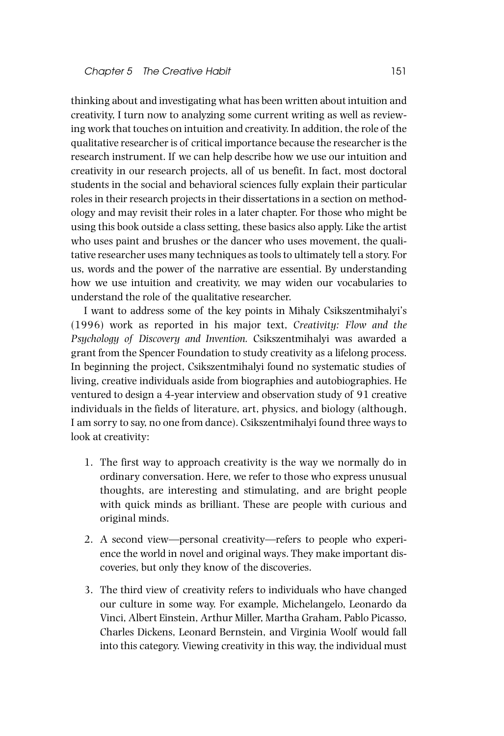thinking about and investigating what has been written about intuition and creativity, I turn now to analyzing some current writing as well as reviewing work that touches on intuition and creativity. In addition, the role of the qualitative researcher is of critical importance because the researcher is the research instrument. If we can help describe how we use our intuition and creativity in our research projects, all of us benefit. In fact, most doctoral students in the social and behavioral sciences fully explain their particular roles in their research projects in their dissertations in a section on methodology and may revisit their roles in a later chapter. For those who might be using this book outside a class setting, these basics also apply. Like the artist who uses paint and brushes or the dancer who uses movement, the qualitative researcher uses many techniques as tools to ultimately tell a story. For us, words and the power of the narrative are essential. By understanding how we use intuition and creativity, we may widen our vocabularies to understand the role of the qualitative researcher.

I want to address some of the key points in Mihaly Csikszentmihalyi's (1996) work as reported in his major text, *Creativity: Flow and the Psychology of Discovery and Invention.* Csikszentmihalyi was awarded a grant from the Spencer Foundation to study creativity as a lifelong process. In beginning the project, Csikszentmihalyi found no systematic studies of living, creative individuals aside from biographies and autobiographies. He ventured to design a 4-year interview and observation study of 91 creative individuals in the fields of literature, art, physics, and biology (although, I am sorry to say, no one from dance). Csikszentmihalyi found three ways to look at creativity:

1. The first way to approach creativity is the way we normally do in ordinary conversation. Here, we refer to those who express unusual thoughts, are interesting and stimulating, and are bright people with quick minds as brilliant. These are people with curious and original minds.

2. A second view—personal creativity—refers to people who experience the world in novel and original ways. They make important discoveries, but only they know of the discoveries.

3. The third view of creativity refers to individuals who have changed our culture in some way. For example, Michelangelo, Leonardo da Vinci, Albert Einstein, Arthur Miller, Martha Graham, Pablo Picasso, Charles Dickens, Leonard Bernstein, and Virginia Woolf would fall into this category. Viewing creativity in this way, the individual must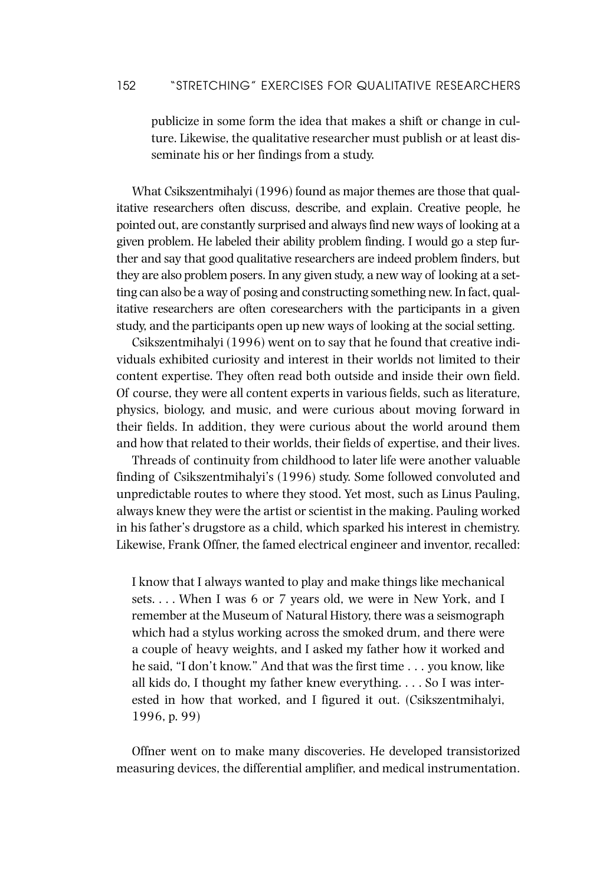publicize in some form the idea that makes a shift or change in culture. Likewise, the qualitative researcher must publish or at least disseminate his or her findings from a study.

What Csikszentmihalyi (1996) found as major themes are those that qualitative researchers often discuss, describe, and explain. Creative people, he pointed out, are constantly surprised and always find new ways of looking at a given problem. He labeled their ability problem finding. I would go a step further and say that good qualitative researchers are indeed problem finders, but they are also problem posers. In any given study, a new way of looking at a setting can also be a way of posing and constructing something new. In fact, qualitative researchers are often coresearchers with the participants in a given study, and the participants open up new ways of looking at the social setting.

Csikszentmihalyi (1996) went on to say that he found that creative individuals exhibited curiosity and interest in their worlds not limited to their content expertise. They often read both outside and inside their own field. Of course, they were all content experts in various fields, such as literature, physics, biology, and music, and were curious about moving forward in their fields. In addition, they were curious about the world around them and how that related to their worlds, their fields of expertise, and their lives.

Threads of continuity from childhood to later life were another valuable finding of Csikszentmihalyi's (1996) study. Some followed convoluted and unpredictable routes to where they stood. Yet most, such as Linus Pauling, always knew they were the artist or scientist in the making. Pauling worked in his father's drugstore as a child, which sparked his interest in chemistry. Likewise, Frank Offner, the famed electrical engineer and inventor, recalled:

> I know that I always wanted to play and make things like mechanical sets. . . . When I was 6 or 7 years old, we were in New York, and I remember at the Museum of Natural History, there was a seismograph which had a stylus working across the smoked drum, and there were a couple of heavy weights, and I asked my father how it worked and he said, "I don't know." And that was the first time . . . you know, like all kids do, I thought my father knew everything. . . . So I was interested in how that worked, and I figured it out. (Csikszentmihalyi, 1996, p. 99)

Offner went on to make many discoveries. He developed transistorized measuring devices, the differential amplifier, and medical instrumentation.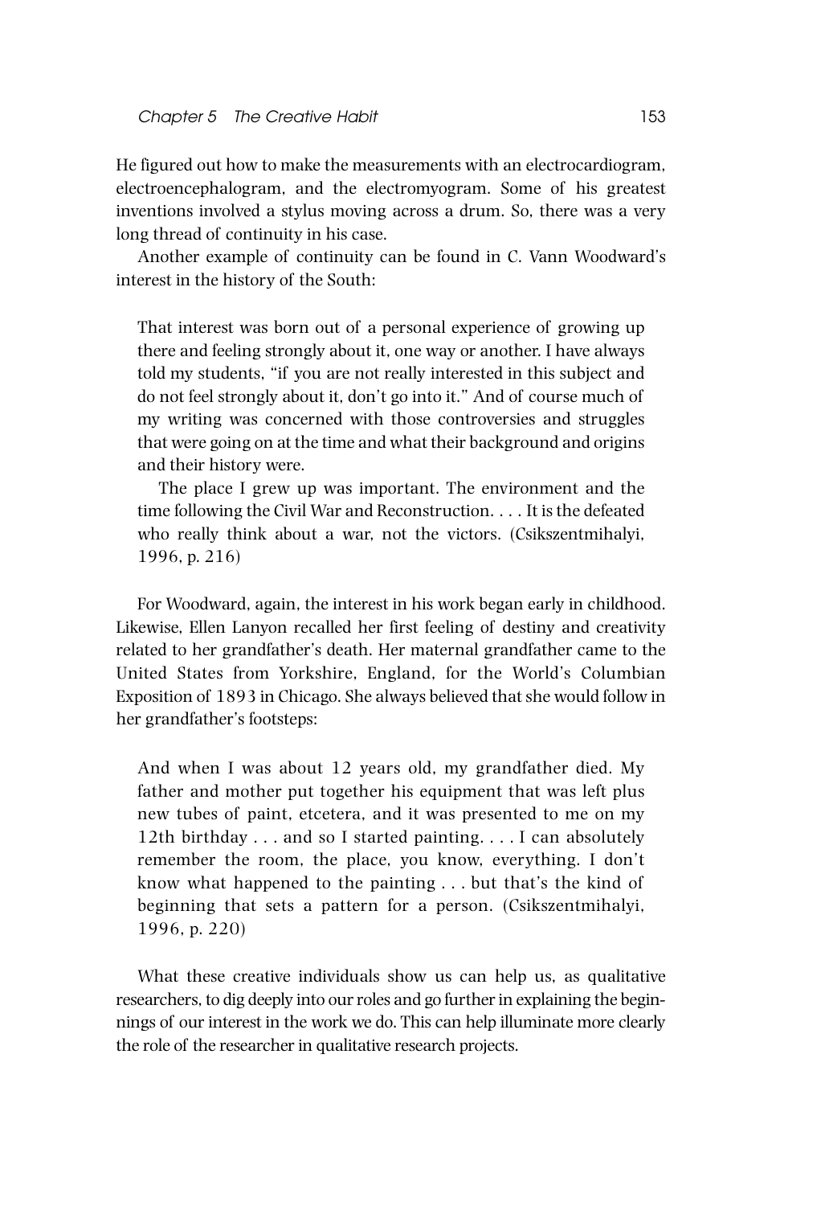He figured out how to make the measurements with an electrocardiogram, electroencephalogram, and the electromyogram. Some of his greatest inventions involved a stylus moving across a drum. So, there was a very long thread of continuity in his case.

Another example of continuity can be found in C. Vann Woodward's interest in the history of the South:

> That interest was born out of a personal experience of growing up there and feeling strongly about it, one way or another. I have always told my students, "if you are not really interested in this subject and do not feel strongly about it, don't go into it." And of course much of my writing was concerned with those controversies and struggles that were going on at the time and what their background and origins and their history were.
>
> The place I grew up was important. The environment and the time following the Civil War and Reconstruction. . . . It is the defeated who really think about a war, not the victors. (Csikszentmihalyi, 1996, p. 216)

For Woodward, again, the interest in his work began early in childhood. Likewise, Ellen Lanyon recalled her first feeling of destiny and creativity related to her grandfather's death. Her maternal grandfather came to the United States from Yorkshire, England, for the World's Columbian Exposition of 1893 in Chicago. She always believed that she would follow in her grandfather's footsteps:

> And when I was about 12 years old, my grandfather died. My father and mother put together his equipment that was left plus new tubes of paint, etcetera, and it was presented to me on my 12th birthday . . . and so I started painting. . . . I can absolutely remember the room, the place, you know, everything. I don't know what happened to the painting . . . but that's the kind of beginning that sets a pattern for a person. (Csikszentmihalyi, 1996, p. 220)

What these creative individuals show us can help us, as qualitative researchers, to dig deeply into our roles and go further in explaining the beginnings of our interest in the work we do. This can help illuminate more clearly the role of the researcher in qualitative research projects.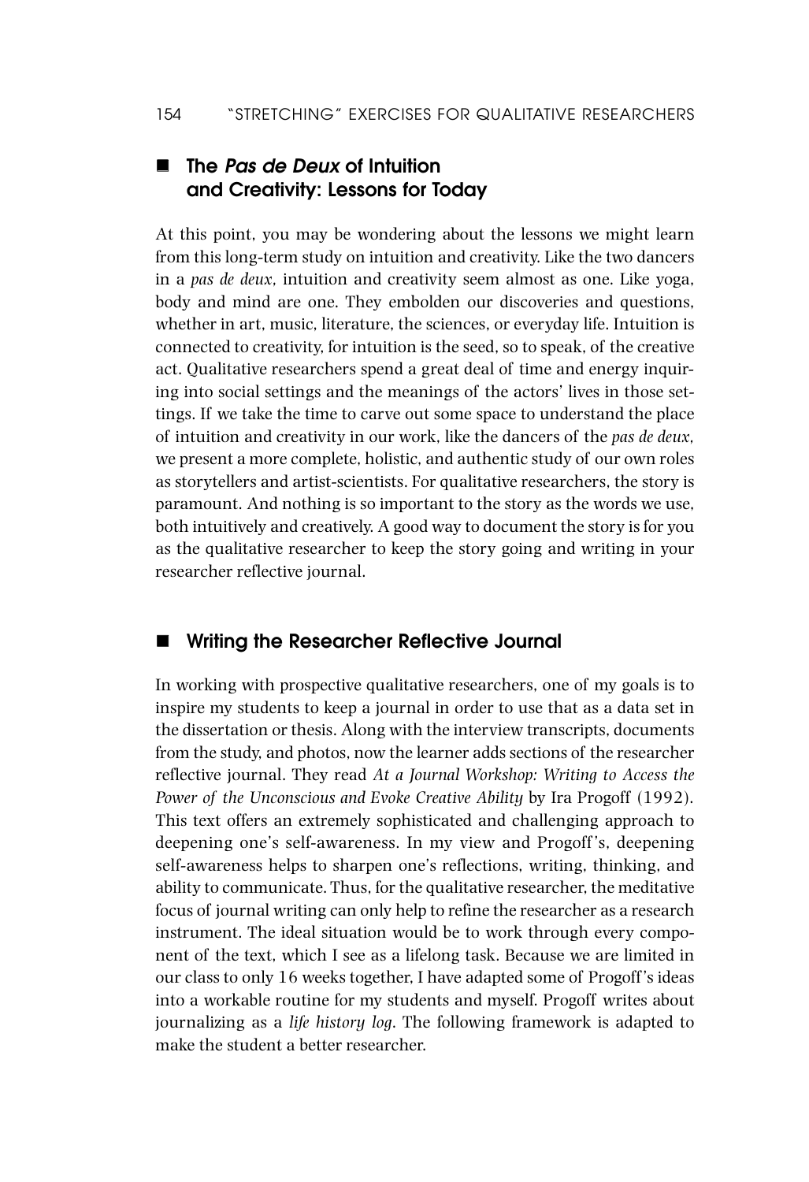## The *Pas de Deux* of Intuition and Creativity: Lessons for Today

At this point, you may be wondering about the lessons we might learn from this long-term study on intuition and creativity. Like the two dancers in a *pas de deux,* intuition and creativity seem almost as one. Like yoga, body and mind are one. They embolden our discoveries and questions, whether in art, music, literature, the sciences, or everyday life. Intuition is connected to creativity, for intuition is the seed, so to speak, of the creative act. Qualitative researchers spend a great deal of time and energy inquiring into social settings and the meanings of the actors' lives in those settings. If we take the time to carve out some space to understand the place of intuition and creativity in our work, like the dancers of the *pas de deux,* we present a more complete, holistic, and authentic study of our own roles as storytellers and artist-scientists. For qualitative researchers, the story is paramount. And nothing is so important to the story as the words we use, both intuitively and creatively. A good way to document the story is for you as the qualitative researcher to keep the story going and writing in your researcher reflective journal.

## Writing the Researcher Reflective Journal

In working with prospective qualitative researchers, one of my goals is to inspire my students to keep a journal in order to use that as a data set in the dissertation or thesis. Along with the interview transcripts, documents from the study, and photos, now the learner adds sections of the researcher reflective journal. They read *At a Journal Workshop: Writing to Access the Power of the Unconscious and Evoke Creative Ability* by Ira Progoff (1992). This text offers an extremely sophisticated and challenging approach to deepening one's self-awareness. In my view and Progoff's, deepening self-awareness helps to sharpen one's reflections, writing, thinking, and ability to communicate. Thus, for the qualitative researcher, the meditative focus of journal writing can only help to refine the researcher as a research instrument. The ideal situation would be to work through every component of the text, which I see as a lifelong task. Because we are limited in our class to only 16 weeks together, I have adapted some of Progoff's ideas into a workable routine for my students and myself. Progoff writes about journalizing as a *life history log*. The following framework is adapted to make the student a better researcher.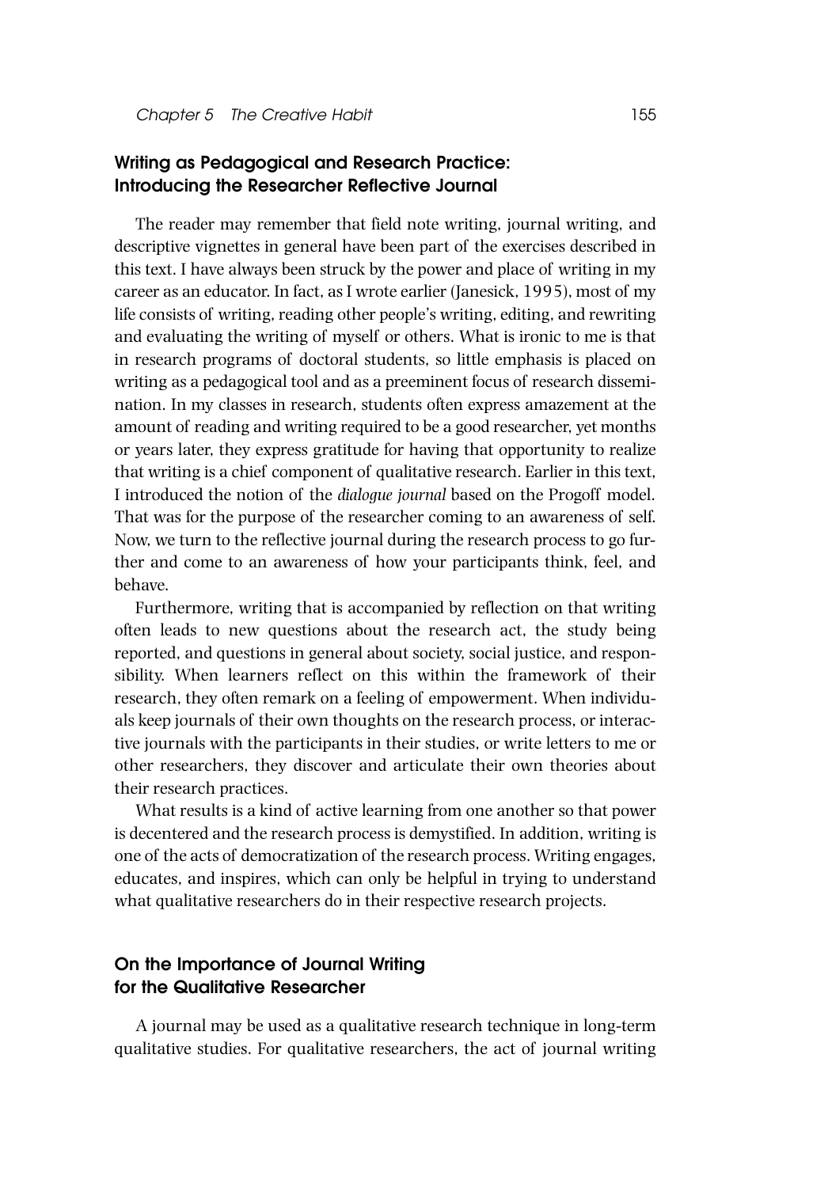## Writing as Pedagogical and Research Practice: Introducing the Researcher Reflective Journal

The reader may remember that field note writing, journal writing, and descriptive vignettes in general have been part of the exercises described in this text. I have always been struck by the power and place of writing in my career as an educator. In fact, as I wrote earlier (Janesick, 1995), most of my life consists of writing, reading other people's writing, editing, and rewriting and evaluating the writing of myself or others. What is ironic to me is that in research programs of doctoral students, so little emphasis is placed on writing as a pedagogical tool and as a preeminent focus of research dissemination. In my classes in research, students often express amazement at the amount of reading and writing required to be a good researcher, yet months or years later, they express gratitude for having that opportunity to realize that writing is a chief component of qualitative research. Earlier in this text, I introduced the notion of the *dialogue journal* based on the Progoff model. That was for the purpose of the researcher coming to an awareness of self. Now, we turn to the reflective journal during the research process to go further and come to an awareness of how your participants think, feel, and behave.

Furthermore, writing that is accompanied by reflection on that writing often leads to new questions about the research act, the study being reported, and questions in general about society, social justice, and responsibility. When learners reflect on this within the framework of their research, they often remark on a feeling of empowerment. When individuals keep journals of their own thoughts on the research process, or interactive journals with the participants in their studies, or write letters to me or other researchers, they discover and articulate their own theories about their research practices.

What results is a kind of active learning from one another so that power is decentered and the research process is demystified. In addition, writing is one of the acts of democratization of the research process. Writing engages, educates, and inspires, which can only be helpful in trying to understand what qualitative researchers do in their respective research projects.

## On the Importance of Journal Writing for the Qualitative Researcher

A journal may be used as a qualitative research technique in long-term qualitative studies. For qualitative researchers, the act of journal writing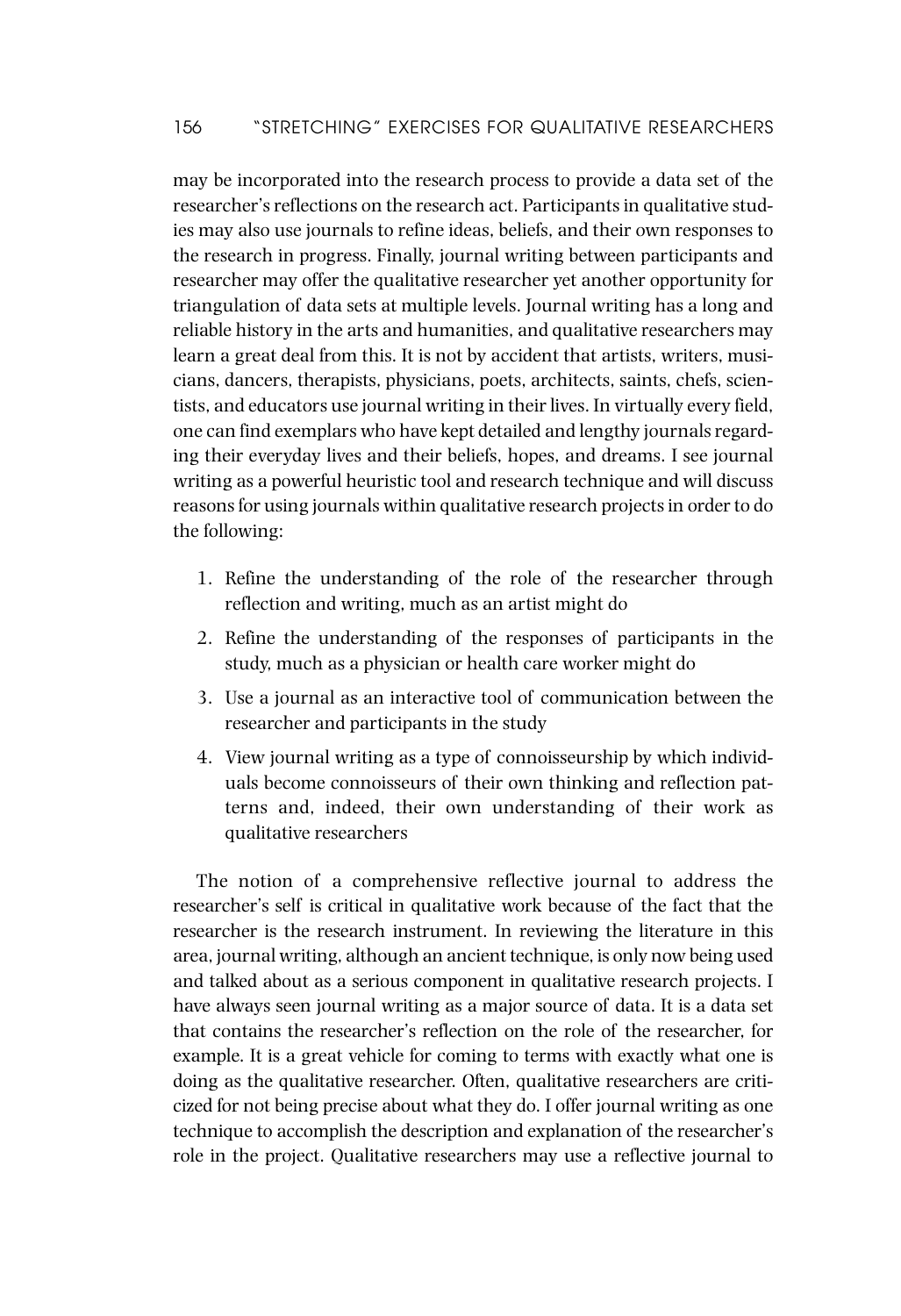may be incorporated into the research process to provide a data set of the researcher's reflections on the research act. Participants in qualitative studies may also use journals to refine ideas, beliefs, and their own responses to the research in progress. Finally, journal writing between participants and researcher may offer the qualitative researcher yet another opportunity for triangulation of data sets at multiple levels. Journal writing has a long and reliable history in the arts and humanities, and qualitative researchers may learn a great deal from this. It is not by accident that artists, writers, musicians, dancers, therapists, physicians, poets, architects, saints, chefs, scientists, and educators use journal writing in their lives. In virtually every field, one can find exemplars who have kept detailed and lengthy journals regarding their everyday lives and their beliefs, hopes, and dreams. I see journal writing as a powerful heuristic tool and research technique and will discuss reasons for using journals within qualitative research projects in order to do the following:

1. Refine the understanding of the role of the researcher through reflection and writing, much as an artist might do
2. Refine the understanding of the responses of participants in the study, much as a physician or health care worker might do
3. Use a journal as an interactive tool of communication between the researcher and participants in the study
4. View journal writing as a type of connoisseurship by which individuals become connoisseurs of their own thinking and reflection patterns and, indeed, their own understanding of their work as qualitative researchers

The notion of a comprehensive reflective journal to address the researcher's self is critical in qualitative work because of the fact that the researcher is the research instrument. In reviewing the literature in this area, journal writing, although an ancient technique, is only now being used and talked about as a serious component in qualitative research projects. I have always seen journal writing as a major source of data. It is a data set that contains the researcher's reflection on the role of the researcher, for example. It is a great vehicle for coming to terms with exactly what one is doing as the qualitative researcher. Often, qualitative researchers are criticized for not being precise about what they do. I offer journal writing as one technique to accomplish the description and explanation of the researcher's role in the project. Qualitative researchers may use a reflective journal to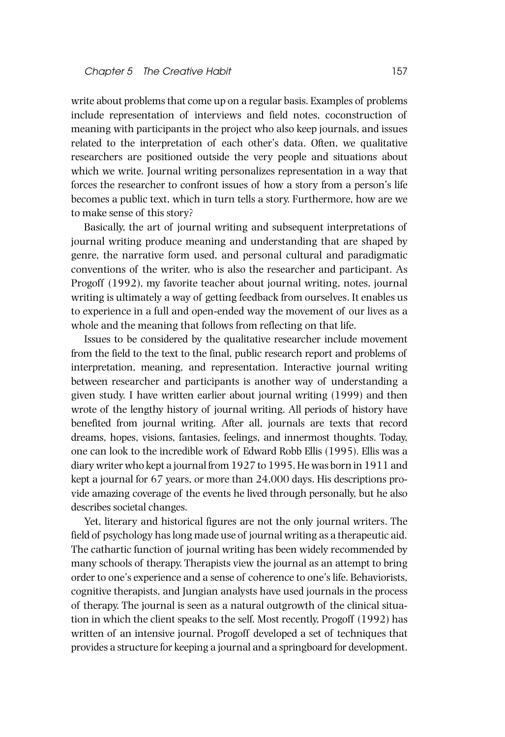write about problems that come up on a regular basis. Examples of problems include representation of interviews and field notes, coconstruction of meaning with participants in the project who also keep journals, and issues related to the interpretation of each other's data. Often, we qualitative researchers are positioned outside the very people and situations about which we write. Journal writing personalizes representation in a way that forces the researcher to confront issues of how a story from a person's life becomes a public text, which in turn tells a story. Furthermore, how are we to make sense of this story?

Basically, the art of journal writing and subsequent interpretations of journal writing produce meaning and understanding that are shaped by genre, the narrative form used, and personal cultural and paradigmatic conventions of the writer, who is also the researcher and participant. As Progoff (1992), my favorite teacher about journal writing, notes, journal writing is ultimately a way of getting feedback from ourselves. It enables us to experience in a full and open-ended way the movement of our lives as a whole and the meaning that follows from reflecting on that life.

Issues to be considered by the qualitative researcher include movement from the field to the text to the final, public research report and problems of interpretation, meaning, and representation. Interactive journal writing between researcher and participants is another way of understanding a given study. I have written earlier about journal writing (1999) and then wrote of the lengthy history of journal writing. All periods of history have benefited from journal writing. After all, journals are texts that record dreams, hopes, visions, fantasies, feelings, and innermost thoughts. Today, one can look to the incredible work of Edward Robb Ellis (1995). Ellis was a diary writer who kept a journal from 1927 to 1995. He was born in 1911 and kept a journal for 67 years, or more than 24,000 days. His descriptions provide amazing coverage of the events he lived through personally, but he also describes societal changes.

Yet, literary and historical figures are not the only journal writers. The field of psychology has long made use of journal writing as a therapeutic aid. The cathartic function of journal writing has been widely recommended by many schools of therapy. Therapists view the journal as an attempt to bring order to one's experience and a sense of coherence to one's life. Behaviorists, cognitive therapists, and Jungian analysts have used journals in the process of therapy. The journal is seen as a natural outgrowth of the clinical situation in which the client speaks to the self. Most recently, Progoff (1992) has written of an intensive journal. Progoff developed a set of techniques that provides a structure for keeping a journal and a springboard for development.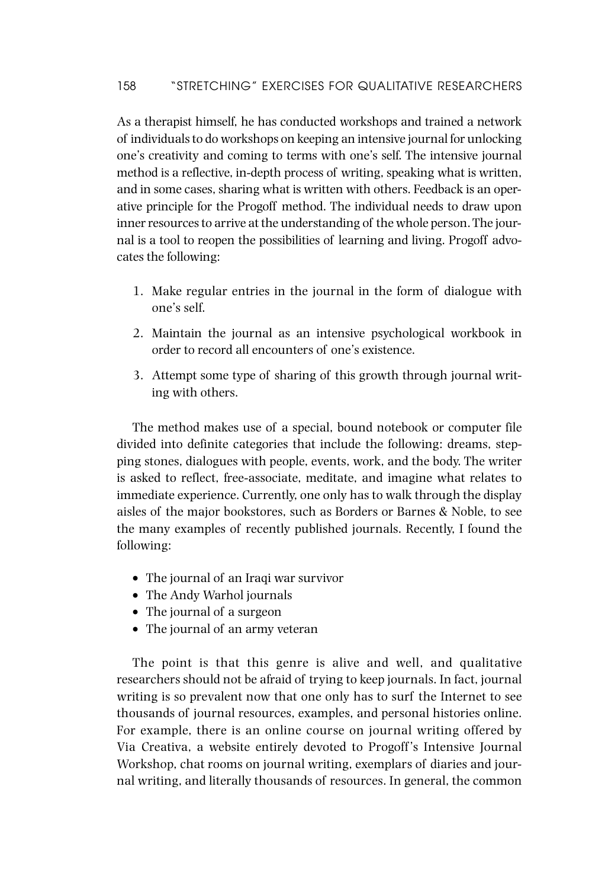As a therapist himself, he has conducted workshops and trained a network of individuals to do workshops on keeping an intensive journal for unlocking one's creativity and coming to terms with one's self. The intensive journal method is a reflective, in-depth process of writing, speaking what is written, and in some cases, sharing what is written with others. Feedback is an operative principle for the Progoff method. The individual needs to draw upon inner resources to arrive at the understanding of the whole person. The journal is a tool to reopen the possibilities of learning and living. Progoff advocates the following:

1. Make regular entries in the journal in the form of dialogue with one's self.
2. Maintain the journal as an intensive psychological workbook in order to record all encounters of one's existence.
3. Attempt some type of sharing of this growth through journal writing with others.

The method makes use of a special, bound notebook or computer file divided into definite categories that include the following: dreams, stepping stones, dialogues with people, events, work, and the body. The writer is asked to reflect, free-associate, meditate, and imagine what relates to immediate experience. Currently, one only has to walk through the display aisles of the major bookstores, such as Borders or Barnes & Noble, to see the many examples of recently published journals. Recently, I found the following:

- The journal of an Iraqi war survivor
- The Andy Warhol journals
- The journal of a surgeon
- The journal of an army veteran

The point is that this genre is alive and well, and qualitative researchers should not be afraid of trying to keep journals. In fact, journal writing is so prevalent now that one only has to surf the Internet to see thousands of journal resources, examples, and personal histories online. For example, there is an online course on journal writing offered by Via Creativa, a website entirely devoted to Progoff's Intensive Journal Workshop, chat rooms on journal writing, exemplars of diaries and journal writing, and literally thousands of resources. In general, the common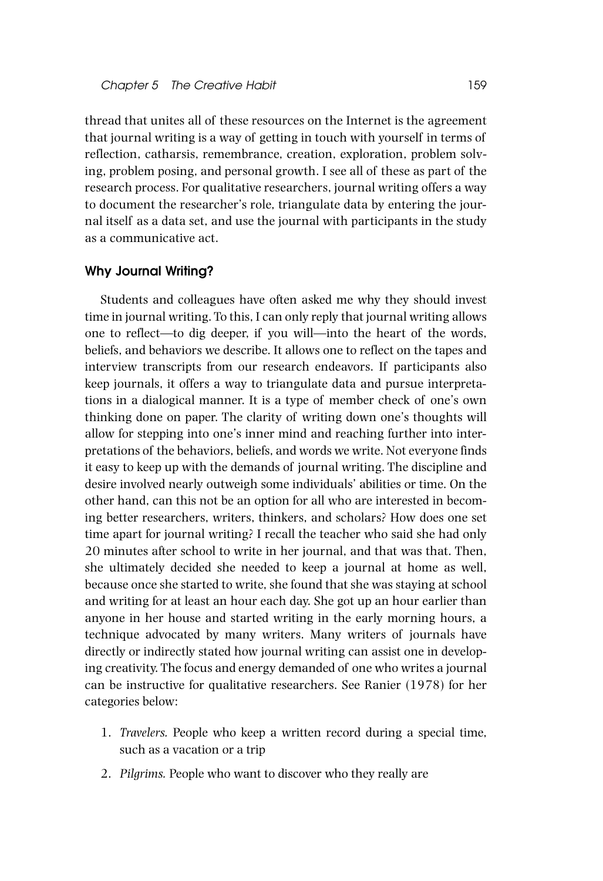thread that unites all of these resources on the Internet is the agreement that journal writing is a way of getting in touch with yourself in terms of reflection, catharsis, remembrance, creation, exploration, problem solving, problem posing, and personal growth. I see all of these as part of the research process. For qualitative researchers, journal writing offers a way to document the researcher's role, triangulate data by entering the journal itself as a data set, and use the journal with participants in the study as a communicative act.

### Why Journal Writing?

Students and colleagues have often asked me why they should invest time in journal writing. To this, I can only reply that journal writing allows one to reflect—to dig deeper, if you will—into the heart of the words, beliefs, and behaviors we describe. It allows one to reflect on the tapes and interview transcripts from our research endeavors. If participants also keep journals, it offers a way to triangulate data and pursue interpretations in a dialogical manner. It is a type of member check of one's own thinking done on paper. The clarity of writing down one's thoughts will allow for stepping into one's inner mind and reaching further into interpretations of the behaviors, beliefs, and words we write. Not everyone finds it easy to keep up with the demands of journal writing. The discipline and desire involved nearly outweigh some individuals' abilities or time. On the other hand, can this not be an option for all who are interested in becoming better researchers, writers, thinkers, and scholars? How does one set time apart for journal writing? I recall the teacher who said she had only 20 minutes after school to write in her journal, and that was that. Then, she ultimately decided she needed to keep a journal at home as well, because once she started to write, she found that she was staying at school and writing for at least an hour each day. She got up an hour earlier than anyone in her house and started writing in the early morning hours, a technique advocated by many writers. Many writers of journals have directly or indirectly stated how journal writing can assist one in developing creativity. The focus and energy demanded of one who writes a journal can be instructive for qualitative researchers. See Ranier (1978) for her categories below:

1. *Travelers.* People who keep a written record during a special time, such as a vacation or a trip
2. *Pilgrims.* People who want to discover who they really are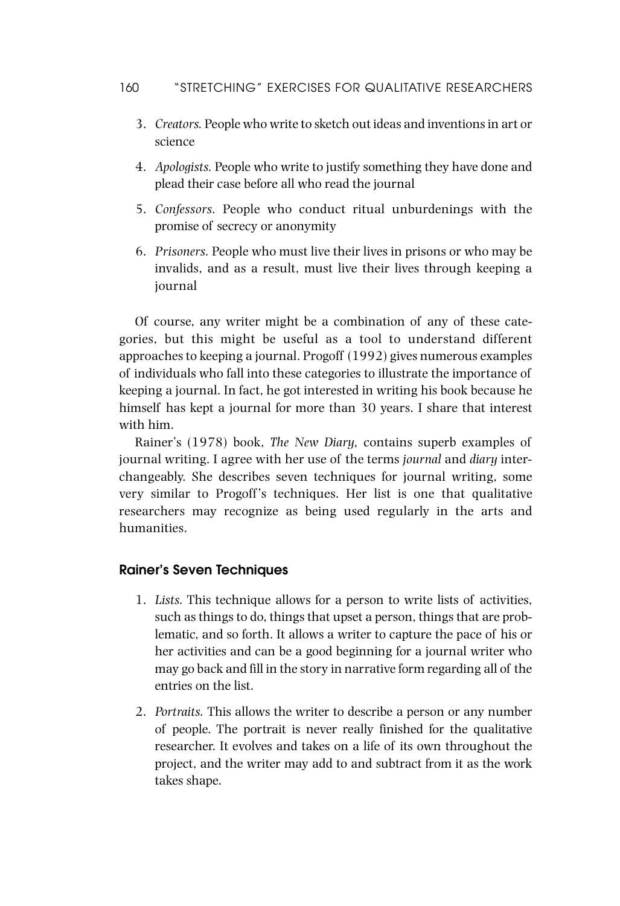3. *Creators.* People who write to sketch out ideas and inventions in art or science

4. *Apologists.* People who write to justify something they have done and plead their case before all who read the journal

5. *Confessors.* People who conduct ritual unburdenings with the promise of secrecy or anonymity

6. *Prisoners.* People who must live their lives in prisons or who may be invalids, and as a result, must live their lives through keeping a journal

Of course, any writer might be a combination of any of these categories, but this might be useful as a tool to understand different approaches to keeping a journal. Progoff (1992) gives numerous examples of individuals who fall into these categories to illustrate the importance of keeping a journal. In fact, he got interested in writing his book because he himself has kept a journal for more than 30 years. I share that interest with him.

Rainer's (1978) book, *The New Diary,* contains superb examples of journal writing. I agree with her use of the terms *journal* and *diary* interchangeably. She describes seven techniques for journal writing, some very similar to Progoff's techniques. Her list is one that qualitative researchers may recognize as being used regularly in the arts and humanities.

### Rainer's Seven Techniques

1. *Lists.* This technique allows for a person to write lists of activities, such as things to do, things that upset a person, things that are problematic, and so forth. It allows a writer to capture the pace of his or her activities and can be a good beginning for a journal writer who may go back and fill in the story in narrative form regarding all of the entries on the list.

2. *Portraits.* This allows the writer to describe a person or any number of people. The portrait is never really finished for the qualitative researcher. It evolves and takes on a life of its own throughout the project, and the writer may add to and subtract from it as the work takes shape.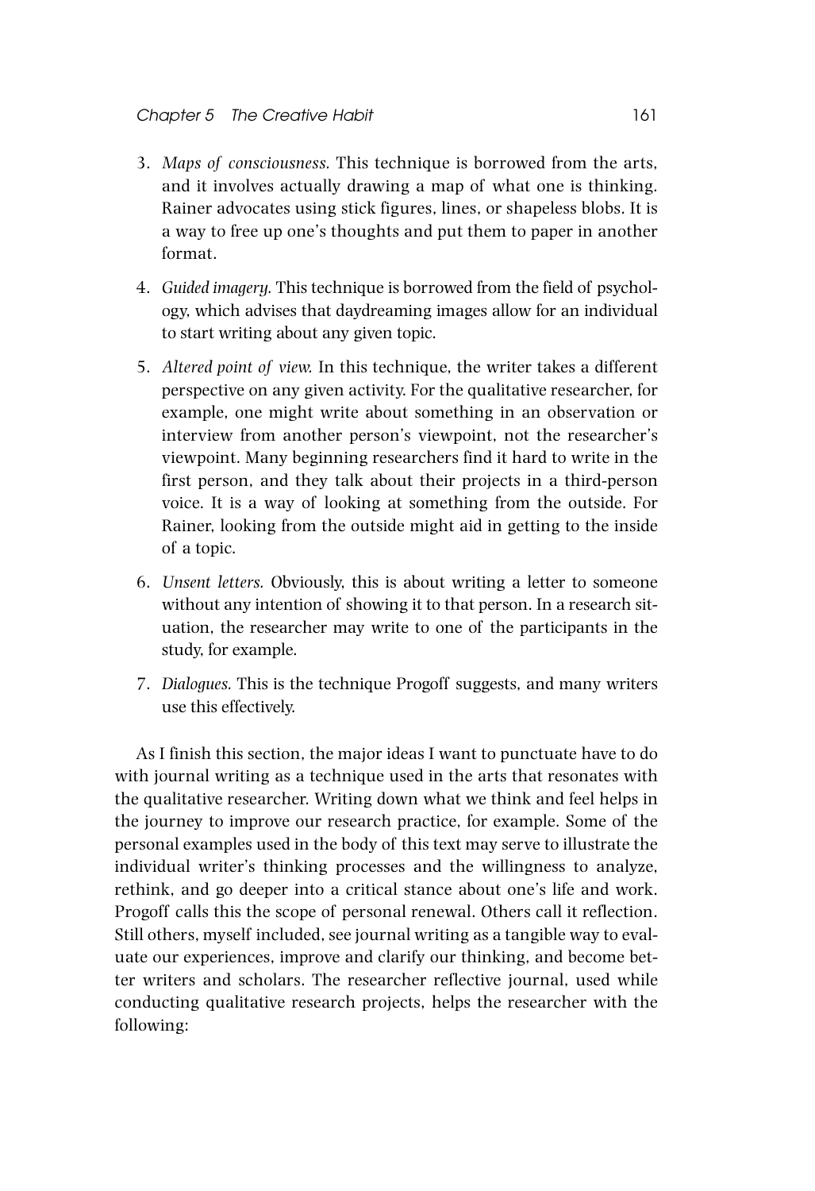3. *Maps of consciousness.* This technique is borrowed from the arts, and it involves actually drawing a map of what one is thinking. Rainer advocates using stick figures, lines, or shapeless blobs. It is a way to free up one's thoughts and put them to paper in another format.

4. *Guided imagery.* This technique is borrowed from the field of psychology, which advises that daydreaming images allow for an individual to start writing about any given topic.

5. *Altered point of view.* In this technique, the writer takes a different perspective on any given activity. For the qualitative researcher, for example, one might write about something in an observation or interview from another person's viewpoint, not the researcher's viewpoint. Many beginning researchers find it hard to write in the first person, and they talk about their projects in a third-person voice. It is a way of looking at something from the outside. For Rainer, looking from the outside might aid in getting to the inside of a topic.

6. *Unsent letters.* Obviously, this is about writing a letter to someone without any intention of showing it to that person. In a research situation, the researcher may write to one of the participants in the study, for example.

7. *Dialogues.* This is the technique Progoff suggests, and many writers use this effectively.

As I finish this section, the major ideas I want to punctuate have to do with journal writing as a technique used in the arts that resonates with the qualitative researcher. Writing down what we think and feel helps in the journey to improve our research practice, for example. Some of the personal examples used in the body of this text may serve to illustrate the individual writer's thinking processes and the willingness to analyze, rethink, and go deeper into a critical stance about one's life and work. Progoff calls this the scope of personal renewal. Others call it reflection. Still others, myself included, see journal writing as a tangible way to evaluate our experiences, improve and clarify our thinking, and become better writers and scholars. The researcher reflective journal, used while conducting qualitative research projects, helps the researcher with the following: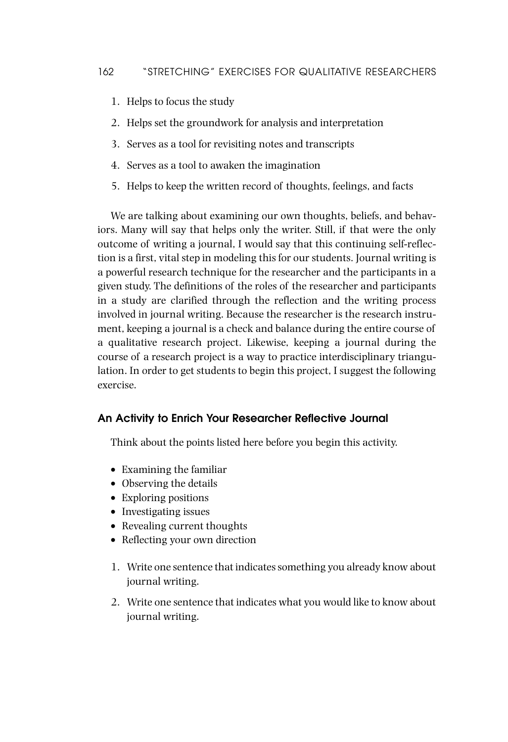1. Helps to focus the study
2. Helps set the groundwork for analysis and interpretation
3. Serves as a tool for revisiting notes and transcripts
4. Serves as a tool to awaken the imagination
5. Helps to keep the written record of thoughts, feelings, and facts

We are talking about examining our own thoughts, beliefs, and behaviors. Many will say that helps only the writer. Still, if that were the only outcome of writing a journal, I would say that this continuing self-reflection is a first, vital step in modeling this for our students. Journal writing is a powerful research technique for the researcher and the participants in a given study. The definitions of the roles of the researcher and participants in a study are clarified through the reflection and the writing process involved in journal writing. Because the researcher is the research instrument, keeping a journal is a check and balance during the entire course of a qualitative research project. Likewise, keeping a journal during the course of a research project is a way to practice interdisciplinary triangulation. In order to get students to begin this project, I suggest the following exercise.

### An Activity to Enrich Your Researcher Reflective Journal

Think about the points listed here before you begin this activity.

- Examining the familiar
- Observing the details
- Exploring positions
- Investigating issues
- Revealing current thoughts
- Reflecting your own direction

1. Write one sentence that indicates something you already know about journal writing.
2. Write one sentence that indicates what you would like to know about journal writing.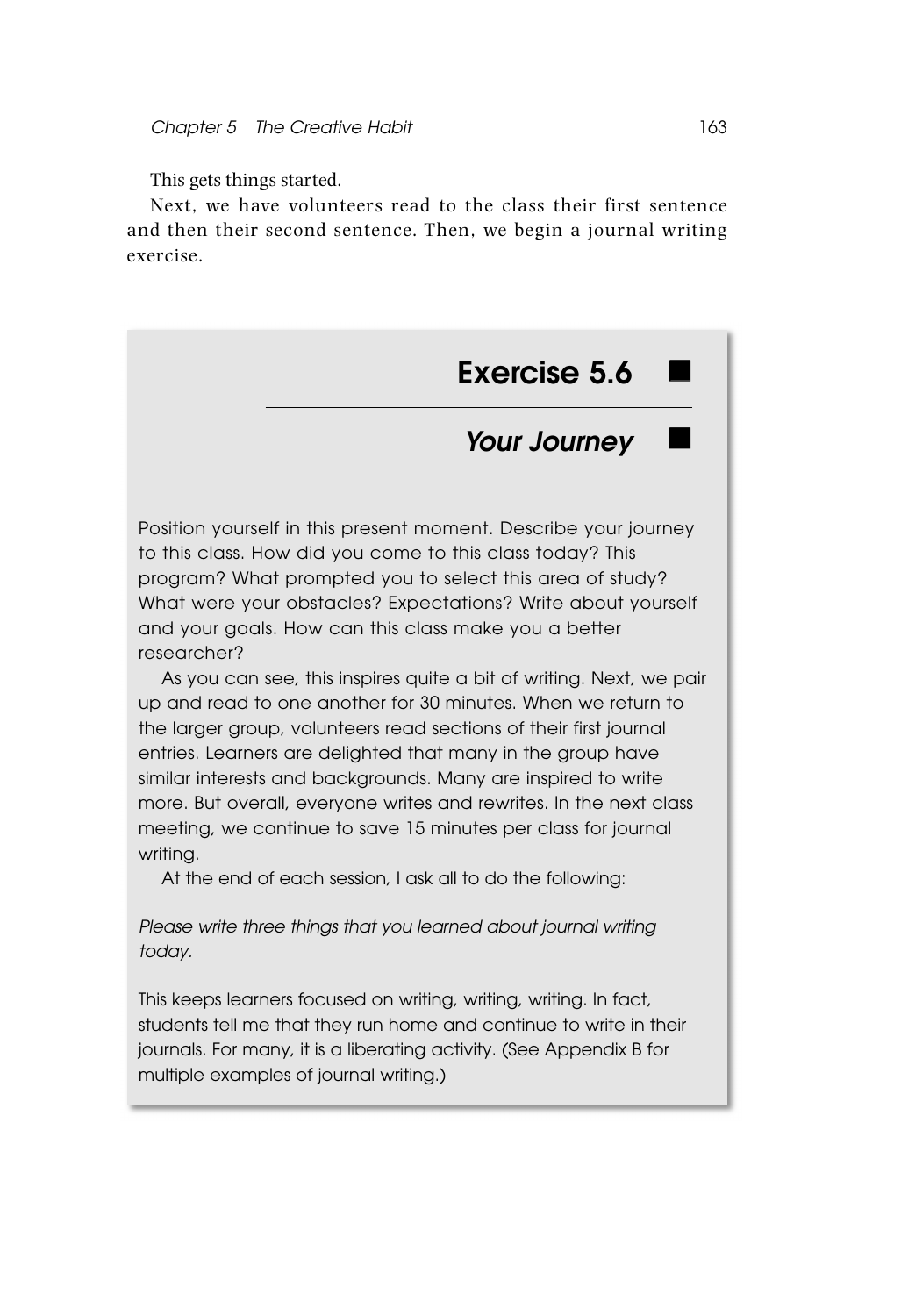This gets things started.

Next, we have volunteers read to the class their first sentence and then their second sentence. Then, we begin a journal writing exercise.

## Exercise 5.6

### *Your Journey*

Position yourself in this present moment. Describe your journey to this class. How did you come to this class today? This program? What prompted you to select this area of study? What were your obstacles? Expectations? Write about yourself and your goals. How can this class make you a better researcher?

As you can see, this inspires quite a bit of writing. Next, we pair up and read to one another for 30 minutes. When we return to the larger group, volunteers read sections of their first journal entries. Learners are delighted that many in the group have similar interests and backgrounds. Many are inspired to write more. But overall, everyone writes and rewrites. In the next class meeting, we continue to save 15 minutes per class for journal writing.

At the end of each session, I ask all to do the following:

*Please write three things that you learned about journal writing today.*

This keeps learners focused on writing, writing, writing. In fact, students tell me that they run home and continue to write in their journals. For many, it is a liberating activity. (See Appendix B for multiple examples of journal writing.)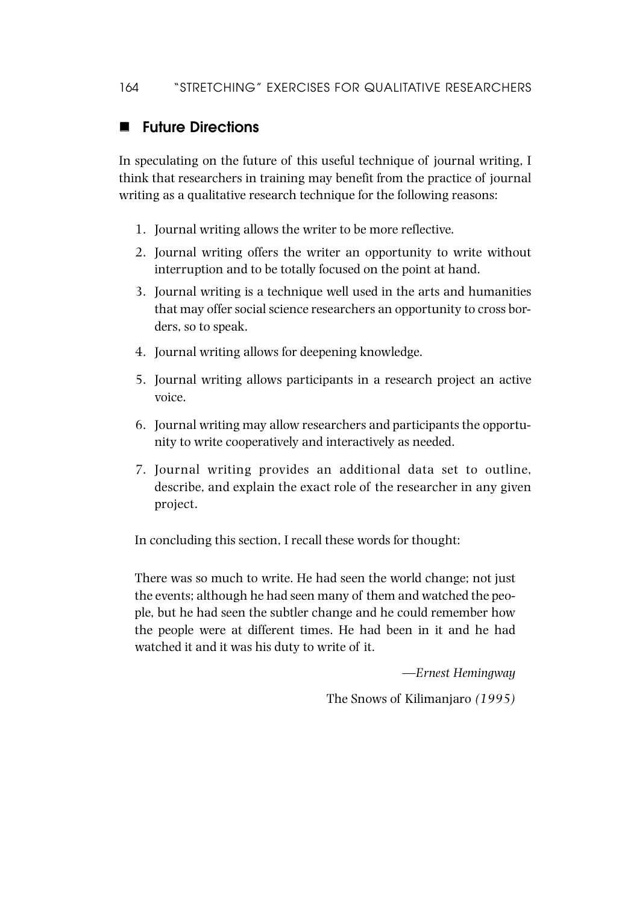## Future Directions

In speculating on the future of this useful technique of journal writing, I think that researchers in training may benefit from the practice of journal writing as a qualitative research technique for the following reasons:

1. Journal writing allows the writer to be more reflective.
2. Journal writing offers the writer an opportunity to write without interruption and to be totally focused on the point at hand.
3. Journal writing is a technique well used in the arts and humanities that may offer social science researchers an opportunity to cross borders, so to speak.
4. Journal writing allows for deepening knowledge.
5. Journal writing allows participants in a research project an active voice.
6. Journal writing may allow researchers and participants the opportunity to write cooperatively and interactively as needed.
7. Journal writing provides an additional data set to outline, describe, and explain the exact role of the researcher in any given project.

In concluding this section, I recall these words for thought:

> There was so much to write. He had seen the world change; not just the events; although he had seen many of them and watched the people, but he had seen the subtler change and he could remember how the people were at different times. He had been in it and he had watched it and it was his duty to write of it.
>
> —*Ernest Hemingway*
>
> The Snows of Kilimanjaro *(1995)*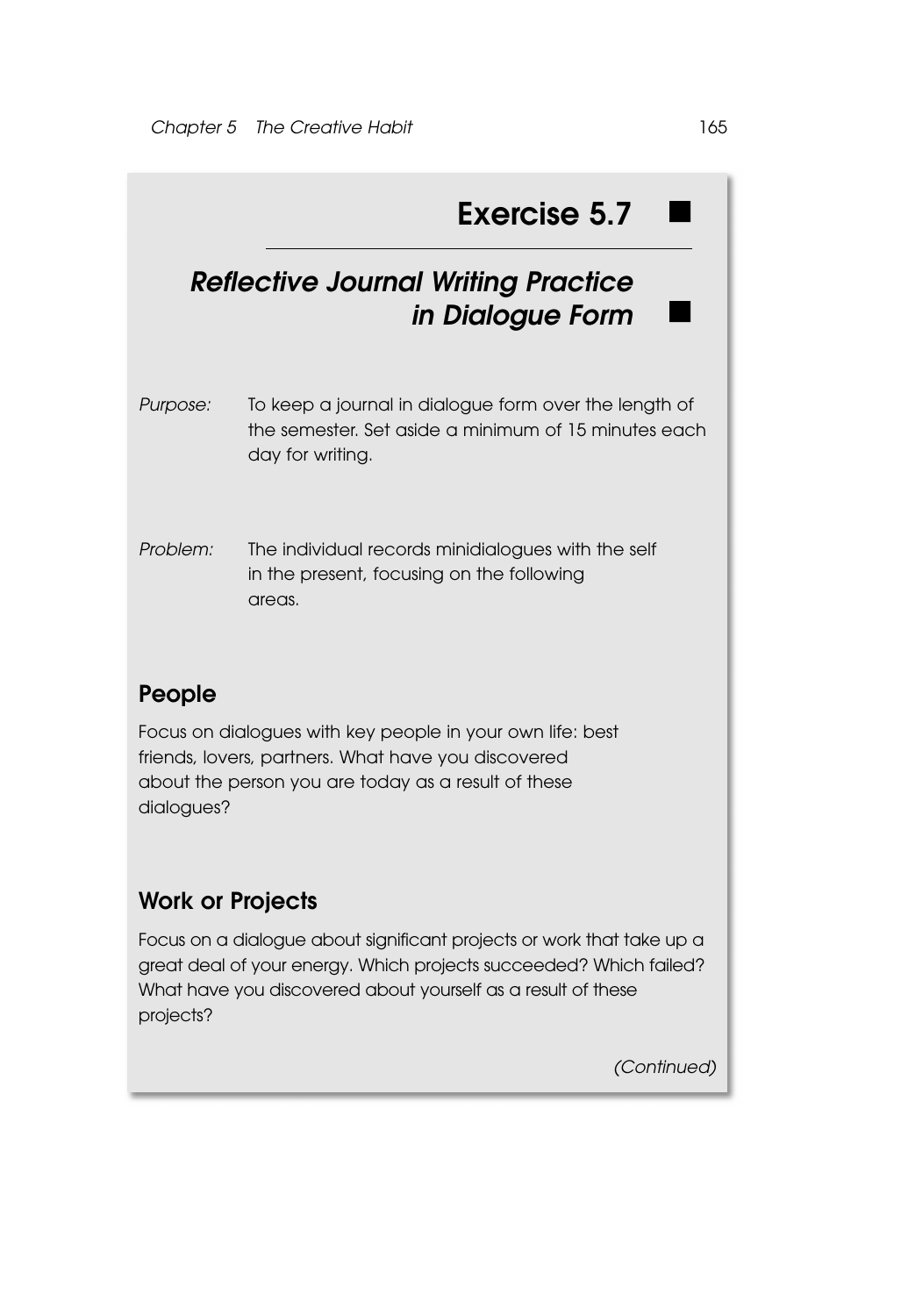## Exercise 5.7

### *Reflective Journal Writing Practice in Dialogue Form*

*Purpose:* To keep a journal in dialogue form over the length of the semester. Set aside a minimum of 15 minutes each day for writing.

*Problem:* The individual records minidialogues with the self in the present, focusing on the following areas.

### People

Focus on dialogues with key people in your own life: best friends, lovers, partners. What have you discovered about the person you are today as a result of these dialogues?

### Work or Projects

Focus on a dialogue about significant projects or work that take up a great deal of your energy. Which projects succeeded? Which failed? What have you discovered about yourself as a result of these projects?

*(Continued)*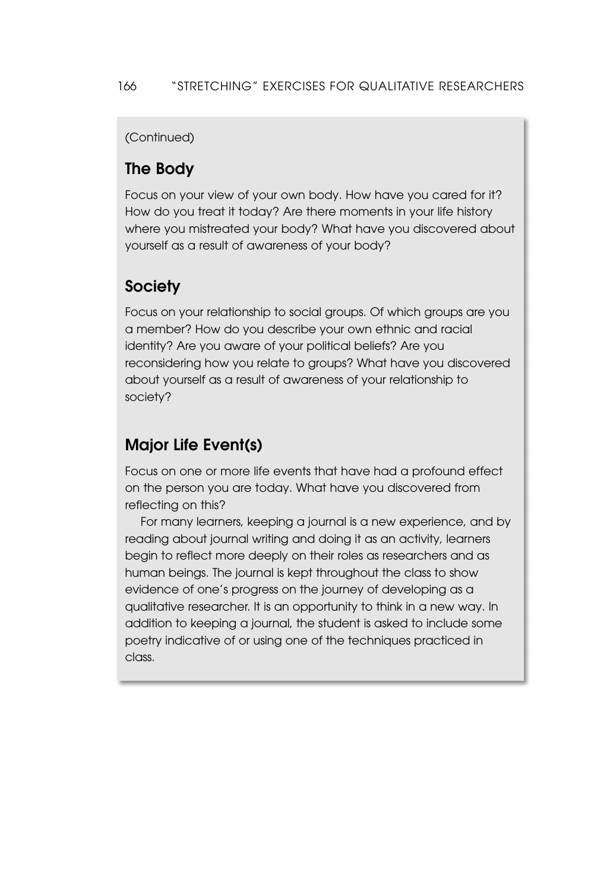(Continued)

## The Body

Focus on your view of your own body. How have you cared for it? How do you treat it today? Are there moments in your life history where you mistreated your body? What have you discovered about yourself as a result of awareness of your body?

## Society

Focus on your relationship to social groups. Of which groups are you a member? How do you describe your own ethnic and racial identity? Are you aware of your political beliefs? Are you reconsidering how you relate to groups? What have you discovered about yourself as a result of awareness of your relationship to society?

## Major Life Event(s)

Focus on one or more life events that have had a profound effect on the person you are today. What have you discovered from reflecting on this?

For many learners, keeping a journal is a new experience, and by reading about journal writing and doing it as an activity, learners begin to reflect more deeply on their roles as researchers and as human beings. The journal is kept throughout the class to show evidence of one's progress on the journey of developing as a qualitative researcher. It is an opportunity to think in a new way. In addition to keeping a journal, the student is asked to include some poetry indicative of or using one of the techniques practiced in class.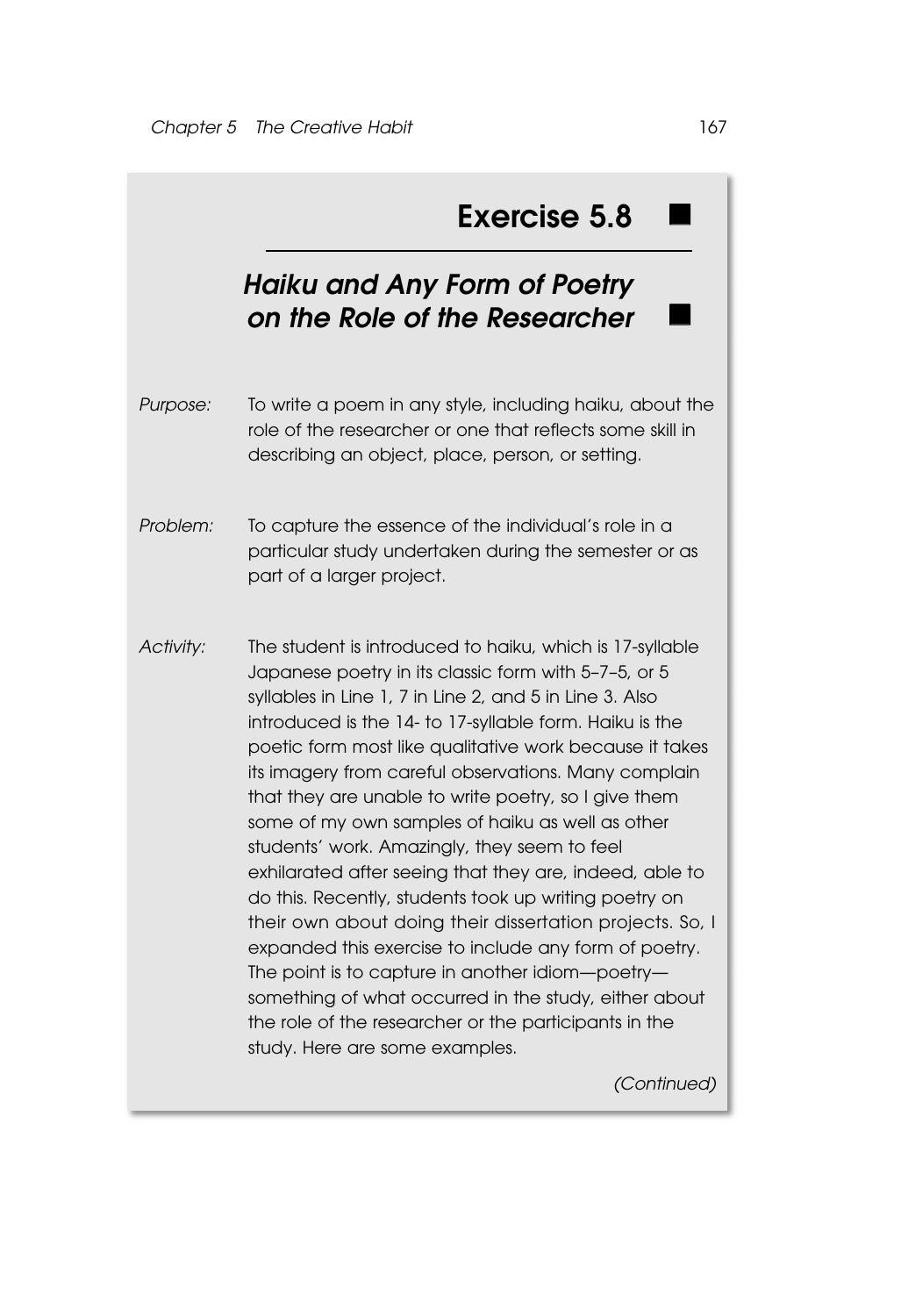## Exercise 5.8

### *Haiku and Any Form of Poetry on the Role of the Researcher*

*Purpose:* To write a poem in any style, including haiku, about the role of the researcher or one that reflects some skill in describing an object, place, person, or setting.

*Problem:* To capture the essence of the individual's role in a particular study undertaken during the semester or as part of a larger project.

*Activity:* The student is introduced to haiku, which is 17-syllable Japanese poetry in its classic form with 5–7–5, or 5 syllables in Line 1, 7 in Line 2, and 5 in Line 3. Also introduced is the 14- to 17-syllable form. Haiku is the poetic form most like qualitative work because it takes its imagery from careful observations. Many complain that they are unable to write poetry, so I give them some of my own samples of haiku as well as other students' work. Amazingly, they seem to feel exhilarated after seeing that they are, indeed, able to do this. Recently, students took up writing poetry on their own about doing their dissertation projects. So, I expanded this exercise to include any form of poetry. The point is to capture in another idiom—poetry—something of what occurred in the study, either about the role of the researcher or the participants in the study. Here are some examples.

*(Continued)*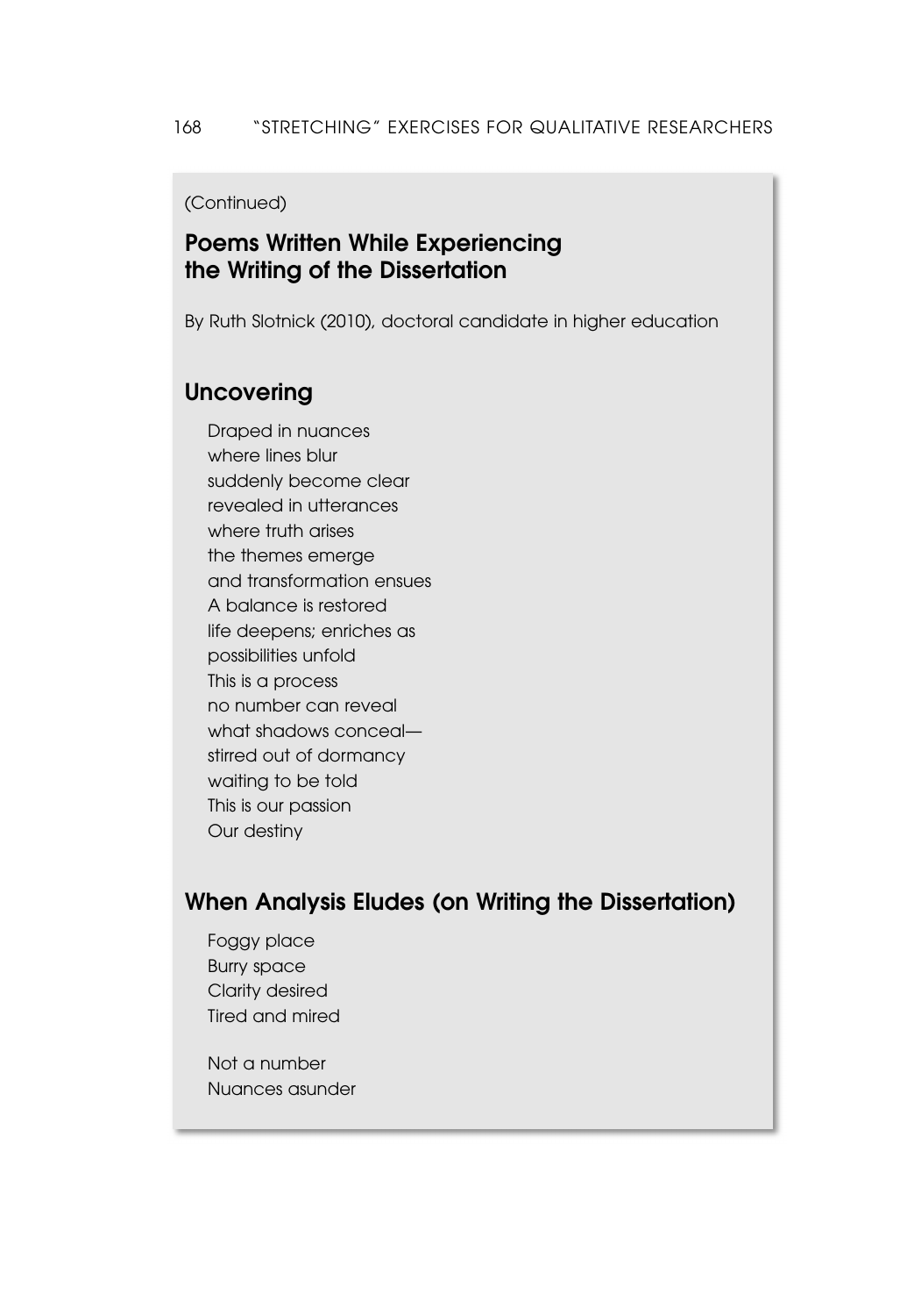(Continued)

## Poems Written While Experiencing the Writing of the Dissertation

By Ruth Slotnick (2010), doctoral candidate in higher education

### Uncovering

Draped in nuances  
where lines blur  
suddenly become clear  
revealed in utterances  
where truth arises  
the themes emerge  
and transformation ensues  
A balance is restored  
life deepens; enriches as  
possibilities unfold  
This is a process  
no number can reveal  
what shadows conceal—  
stirred out of dormancy  
waiting to be told  
This is our passion  
Our destiny

### When Analysis Eludes (on Writing the Dissertation)

Foggy place  
Burry space  
Clarity desired  
Tired and mired

Not a number  
Nuances asunder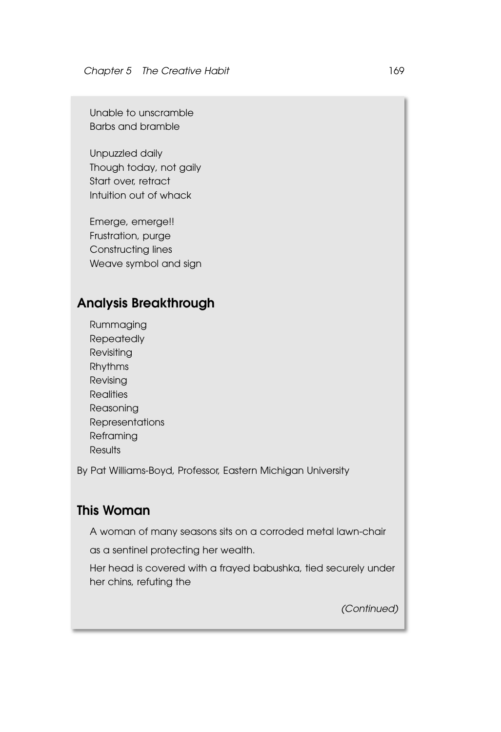Unable to unscramble
Barbs and bramble

Unpuzzled daily
Though today, not gaily
Start over, retract
Intuition out of whack

Emerge, emerge!!
Frustration, purge
Constructing lines
Weave symbol and sign

## Analysis Breakthrough

Rummaging
Repeatedly
Revisiting
Rhythms
Revising
Realities
Reasoning
Representations
Reframing
Results

By Pat Williams-Boyd, Professor, Eastern Michigan University

## This Woman

A woman of many seasons sits on a corroded metal lawn-chair
as a sentinel protecting her wealth.
Her head is covered with a frayed babushka, tied securely under her chins, refuting the

*(Continued)*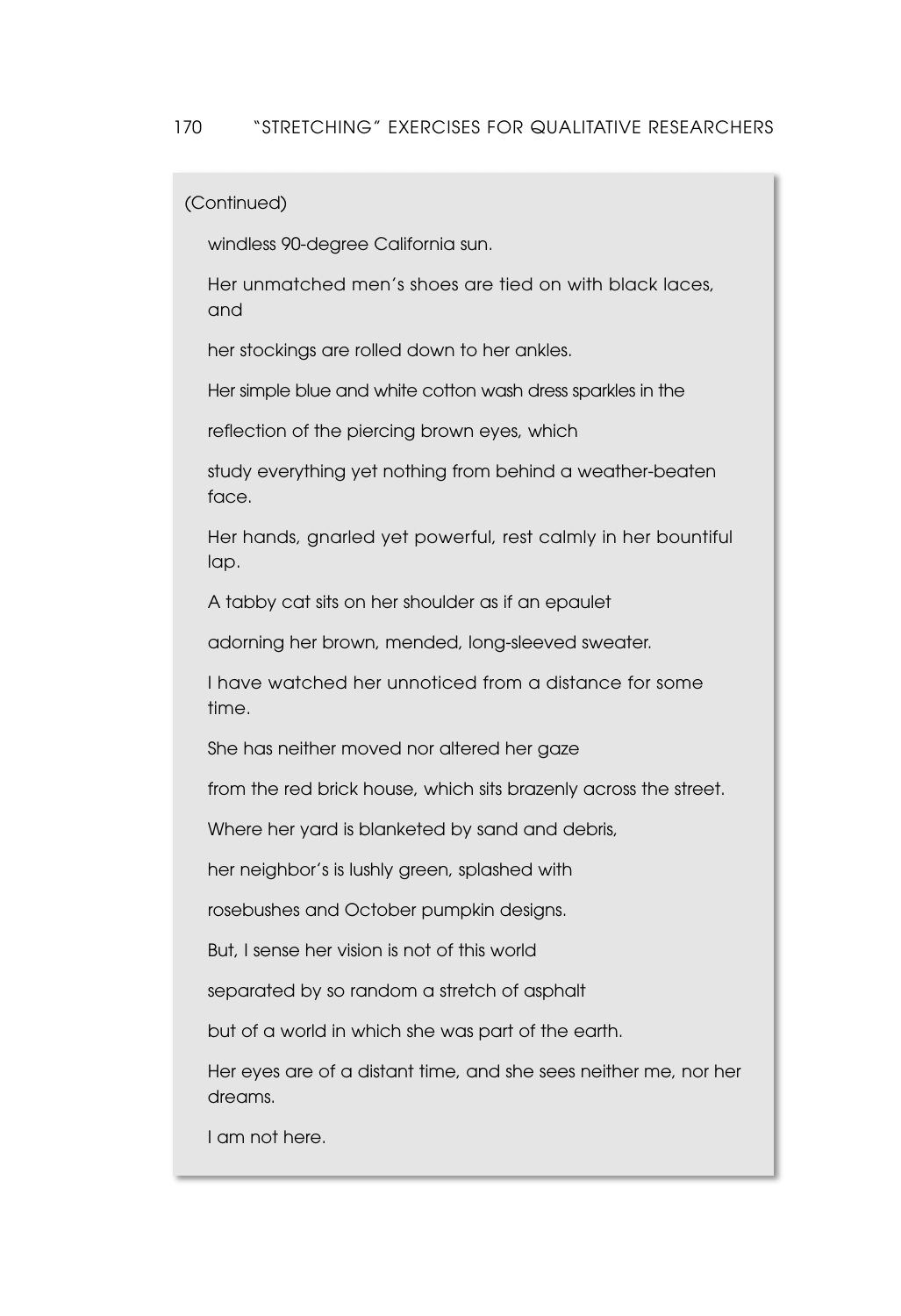(Continued)

windless 90-degree California sun.

Her unmatched men's shoes are tied on with black laces, and

her stockings are rolled down to her ankles.

Her simple blue and white cotton wash dress sparkles in the

reflection of the piercing brown eyes, which

study everything yet nothing from behind a weather-beaten face.

Her hands, gnarled yet powerful, rest calmly in her bountiful lap.

A tabby cat sits on her shoulder as if an epaulet

adorning her brown, mended, long-sleeved sweater.

I have watched her unnoticed from a distance for some time.

She has neither moved nor altered her gaze

from the red brick house, which sits brazenly across the street.

Where her yard is blanketed by sand and debris,

her neighbor's is lushly green, splashed with

rosebushes and October pumpkin designs.

But, I sense her vision is not of this world

separated by so random a stretch of asphalt

but of a world in which she was part of the earth.

Her eyes are of a distant time, and she sees neither me, nor her dreams.

I am not here.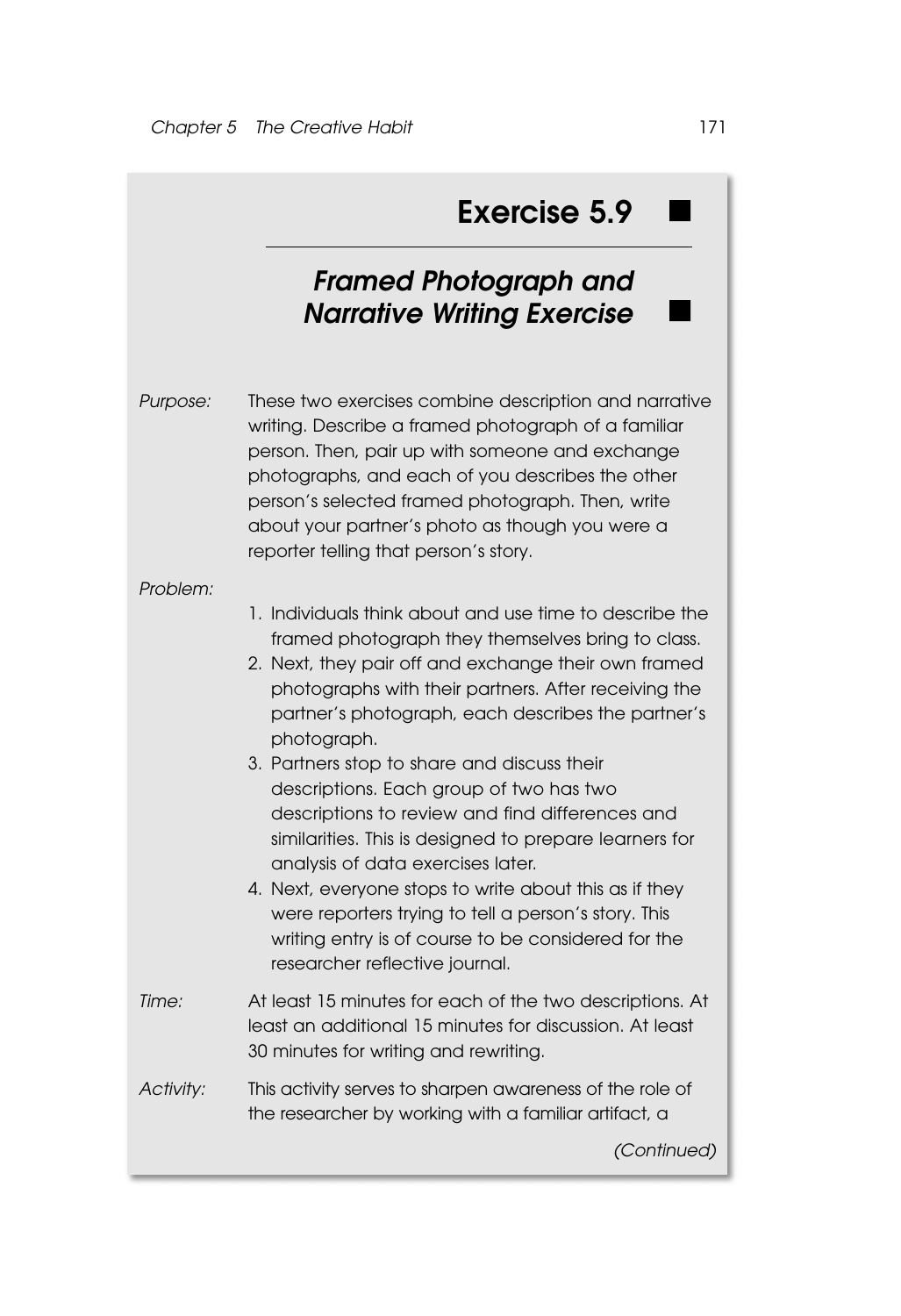## Exercise 5.9

### *Framed Photograph and Narrative Writing Exercise*

*Purpose:* These two exercises combine description and narrative writing. Describe a framed photograph of a familiar person. Then, pair up with someone and exchange photographs, and each of you describes the other person's selected framed photograph. Then, write about your partner's photo as though you were a reporter telling that person's story.

*Problem:*

1. Individuals think about and use time to describe the framed photograph they themselves bring to class.
2. Next, they pair off and exchange their own framed photographs with their partners. After receiving the partner's photograph, each describes the partner's photograph.
3. Partners stop to share and discuss their descriptions. Each group of two has two descriptions to review and find differences and similarities. This is designed to prepare learners for analysis of data exercises later.
4. Next, everyone stops to write about this as if they were reporters trying to tell a person's story. This writing entry is of course to be considered for the researcher reflective journal.

*Time:* At least 15 minutes for each of the two descriptions. At least an additional 15 minutes for discussion. At least 30 minutes for writing and rewriting.

*Activity:* This activity serves to sharpen awareness of the role of the researcher by working with a familiar artifact, a

*(Continued)*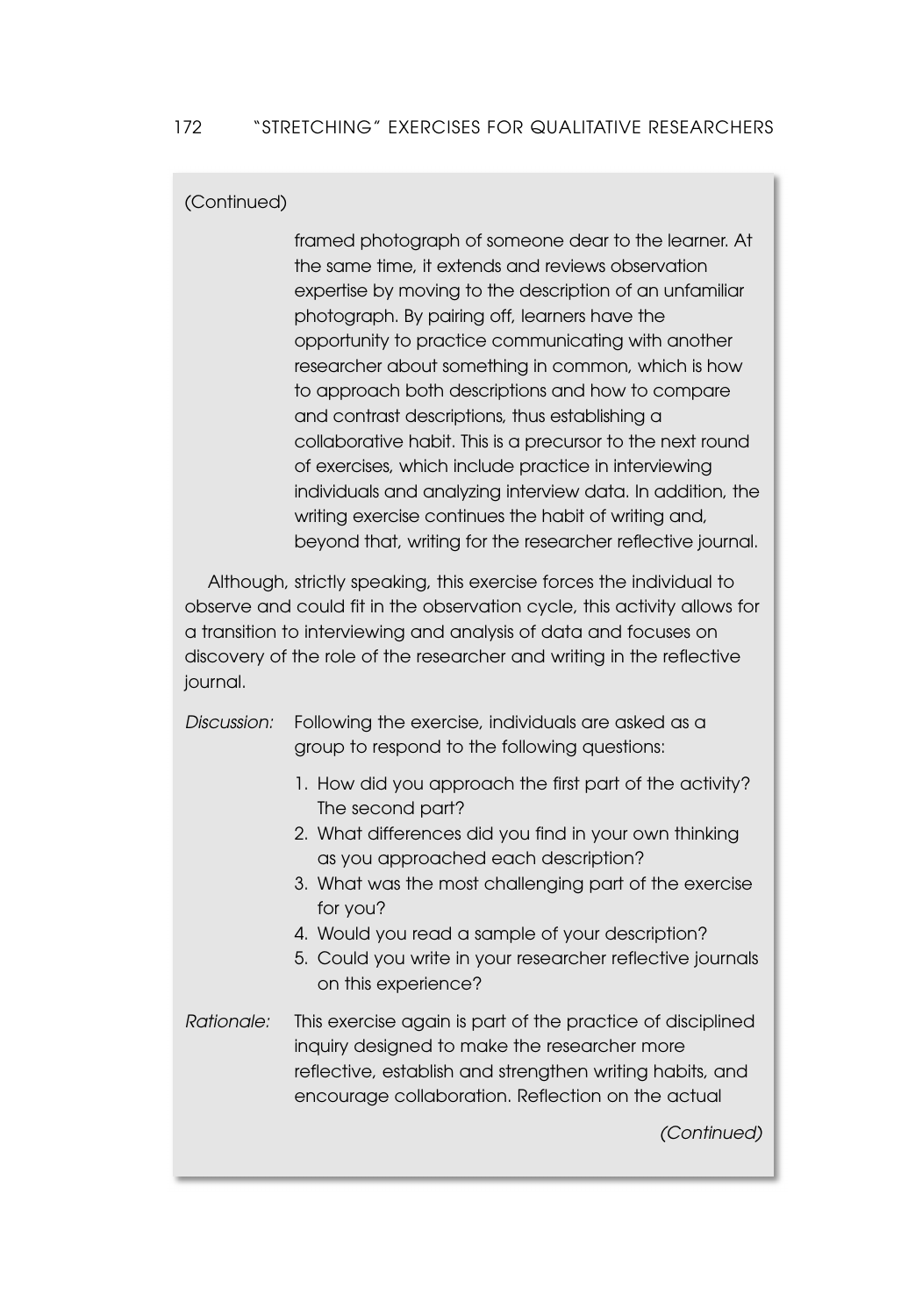(Continued)

framed photograph of someone dear to the learner. At the same time, it extends and reviews observation expertise by moving to the description of an unfamiliar photograph. By pairing off, learners have the opportunity to practice communicating with another researcher about something in common, which is how to approach both descriptions and how to compare and contrast descriptions, thus establishing a collaborative habit. This is a precursor to the next round of exercises, which include practice in interviewing individuals and analyzing interview data. In addition, the writing exercise continues the habit of writing and, beyond that, writing for the researcher reflective journal.

Although, strictly speaking, this exercise forces the individual to observe and could fit in the observation cycle, this activity allows for a transition to interviewing and analysis of data and focuses on discovery of the role of the researcher and writing in the reflective journal.

*Discussion:* Following the exercise, individuals are asked as a group to respond to the following questions:

1. How did you approach the first part of the activity? The second part?
2. What differences did you find in your own thinking as you approached each description?
3. What was the most challenging part of the exercise for you?
4. Would you read a sample of your description?
5. Could you write in your researcher reflective journals on this experience?

*Rationale:* This exercise again is part of the practice of disciplined inquiry designed to make the researcher more reflective, establish and strengthen writing habits, and encourage collaboration. Reflection on the actual

*(Continued)*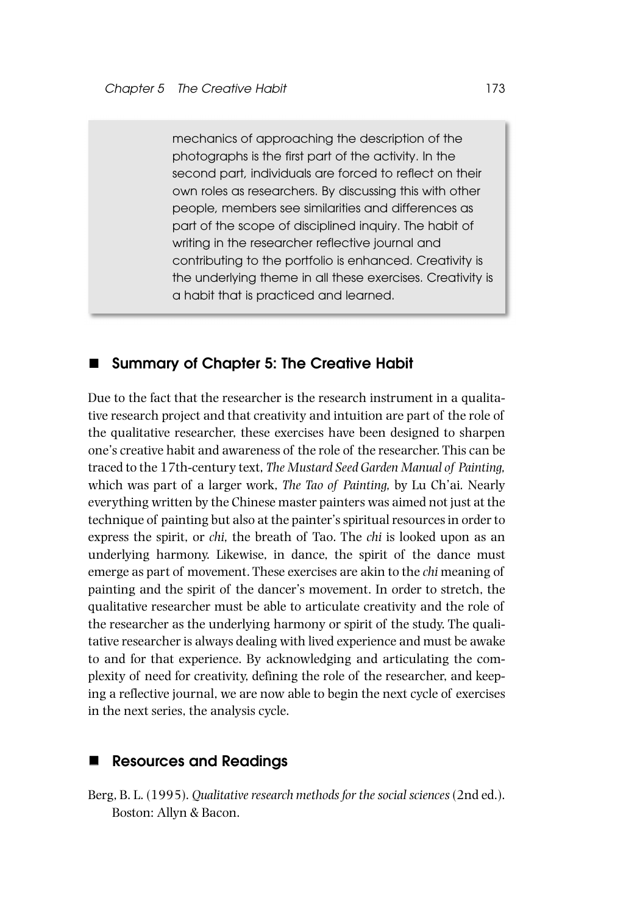mechanics of approaching the description of the photographs is the first part of the activity. In the second part, individuals are forced to reflect on their own roles as researchers. By discussing this with other people, members see similarities and differences as part of the scope of disciplined inquiry. The habit of writing in the researcher reflective journal and contributing to the portfolio is enhanced. Creativity is the underlying theme in all these exercises. Creativity is a habit that is practiced and learned.

## ■ Summary of Chapter 5: The Creative Habit

Due to the fact that the researcher is the research instrument in a qualitative research project and that creativity and intuition are part of the role of the qualitative researcher, these exercises have been designed to sharpen one's creative habit and awareness of the role of the researcher. This can be traced to the 17th-century text, *The Mustard Seed Garden Manual of Painting,* which was part of a larger work, *The Tao of Painting,* by Lu Ch'ai. Nearly everything written by the Chinese master painters was aimed not just at the technique of painting but also at the painter's spiritual resources in order to express the spirit, or *chi,* the breath of Tao. The *chi* is looked upon as an underlying harmony. Likewise, in dance, the spirit of the dance must emerge as part of movement. These exercises are akin to the *chi* meaning of painting and the spirit of the dancer's movement. In order to stretch, the qualitative researcher must be able to articulate creativity and the role of the researcher as the underlying harmony or spirit of the study. The qualitative researcher is always dealing with lived experience and must be awake to and for that experience. By acknowledging and articulating the complexity of need for creativity, defining the role of the researcher, and keeping a reflective journal, we are now able to begin the next cycle of exercises in the next series, the analysis cycle.

## ■ Resources and Readings

Berg, B. L. (1995). *Qualitative research methods for the social sciences* (2nd ed.). Boston: Allyn & Bacon.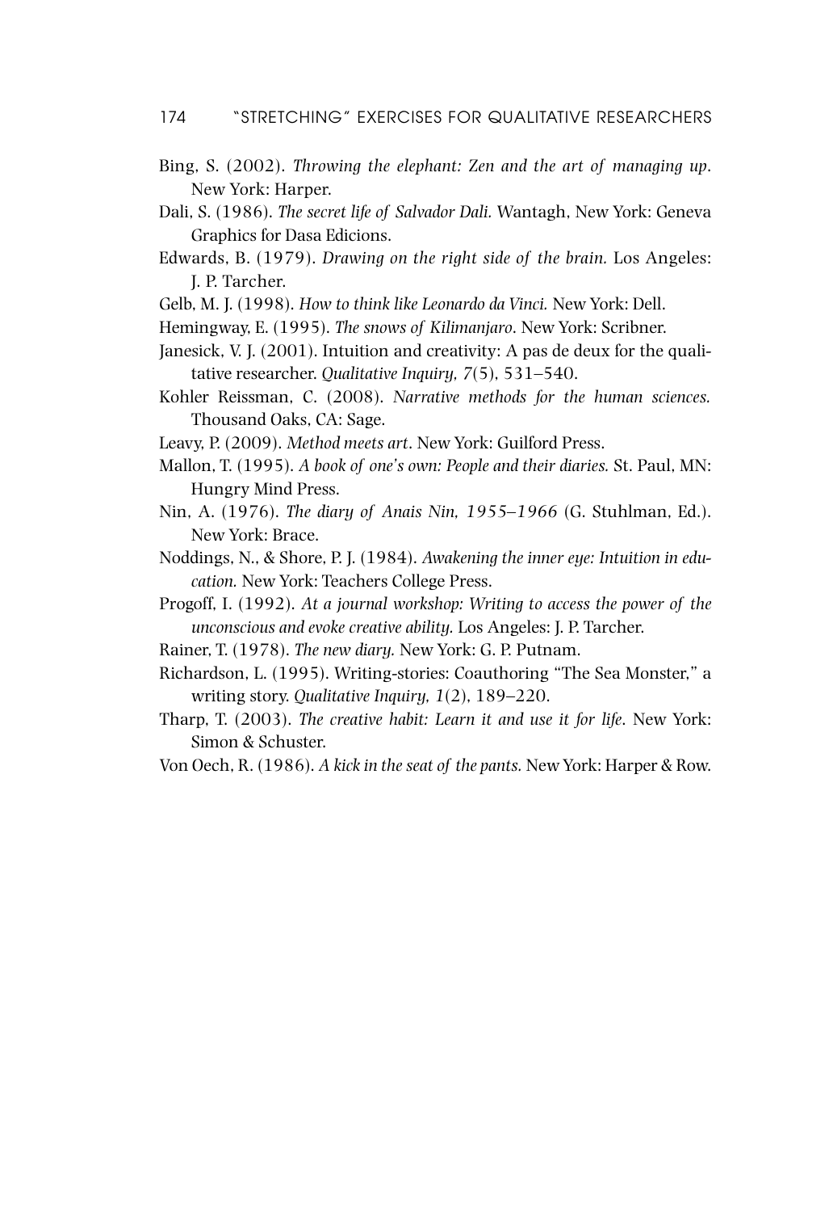Bing, S. (2002). *Throwing the elephant: Zen and the art of managing up*. New York: Harper.

Dali, S. (1986). *The secret life of Salvador Dali.* Wantagh, New York: Geneva Graphics for Dasa Edicions.

Edwards, B. (1979). *Drawing on the right side of the brain.* Los Angeles: J. P. Tarcher.

Gelb, M. J. (1998). *How to think like Leonardo da Vinci.* New York: Dell.

Hemingway, E. (1995). *The snows of Kilimanjaro*. New York: Scribner.

Janesick, V. J. (2001). Intuition and creativity: A pas de deux for the qualitative researcher. *Qualitative Inquiry, 7*(5), 531–540.

Kohler Reissman, C. (2008). *Narrative methods for the human sciences.* Thousand Oaks, CA: Sage.

Leavy, P. (2009). *Method meets art*. New York: Guilford Press.

Mallon, T. (1995). *A book of one's own: People and their diaries.* St. Paul, MN: Hungry Mind Press.

Nin, A. (1976). *The diary of Anais Nin, 1955–1966* (G. Stuhlman, Ed.). New York: Brace.

Noddings, N., & Shore, P. J. (1984). *Awakening the inner eye: Intuition in education.* New York: Teachers College Press.

Progoff, I. (1992). *At a journal workshop: Writing to access the power of the unconscious and evoke creative ability.* Los Angeles: J. P. Tarcher.

Rainer, T. (1978). *The new diary.* New York: G. P. Putnam.

Richardson, L. (1995). Writing-stories: Coauthoring "The Sea Monster," a writing story. *Qualitative Inquiry, 1*(2), 189–220.

Tharp, T. (2003). *The creative habit: Learn it and use it for life*. New York: Simon & Schuster.

Von Oech, R. (1986). *A kick in the seat of the pants.* New York: Harper & Row.